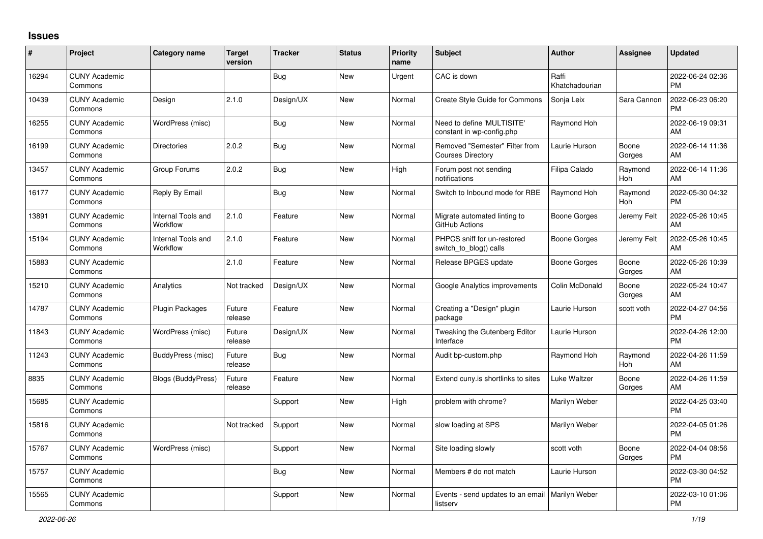## Issues

| # | Project | Category name | Target version | Tracker | Status | Priority name | Subject | Author | Assignee | Updated |
|---|---|---|---|---|---|---|---|---|---|---|
| 16294 | CUNY Academic Commons | | | Bug | New | Urgent | CAC is down | Raffi Khatchadourian | | 2022-06-24 02:36 PM |
| 10439 | CUNY Academic Commons | Design | 2.1.0 | Design/UX | New | Normal | Create Style Guide for Commons | Sonja Leix | Sara Cannon | 2022-06-23 06:20 PM |
| 16255 | CUNY Academic Commons | WordPress (misc) | | Bug | New | Normal | Need to define 'MULTISITE' constant in wp-config.php | Raymond Hoh | | 2022-06-19 09:31 AM |
| 16199 | CUNY Academic Commons | Directories | 2.0.2 | Bug | New | Normal | Removed "Semester" Filter from Courses Directory | Laurie Hurson | Boone Gorges | 2022-06-14 11:36 AM |
| 13457 | CUNY Academic Commons | Group Forums | 2.0.2 | Bug | New | High | Forum post not sending notifications | Filipa Calado | Raymond Hoh | 2022-06-14 11:36 AM |
| 16177 | CUNY Academic Commons | Reply By Email | | Bug | New | Normal | Switch to Inbound mode for RBE | Raymond Hoh | Raymond Hoh | 2022-05-30 04:32 PM |
| 13891 | CUNY Academic Commons | Internal Tools and Workflow | 2.1.0 | Feature | New | Normal | Migrate automated linting to GitHub Actions | Boone Gorges | Jeremy Felt | 2022-05-26 10:45 AM |
| 15194 | CUNY Academic Commons | Internal Tools and Workflow | 2.1.0 | Feature | New | Normal | PHPCS sniff for un-restored switch_to_blog() calls | Boone Gorges | Jeremy Felt | 2022-05-26 10:45 AM |
| 15883 | CUNY Academic Commons | | 2.1.0 | Feature | New | Normal | Release BPGES update | Boone Gorges | Boone Gorges | 2022-05-26 10:39 AM |
| 15210 | CUNY Academic Commons | Analytics | Not tracked | Design/UX | New | Normal | Google Analytics improvements | Colin McDonald | Boone Gorges | 2022-05-24 10:47 AM |
| 14787 | CUNY Academic Commons | Plugin Packages | Future release | Feature | New | Normal | Creating a "Design" plugin package | Laurie Hurson | scott voth | 2022-04-27 04:56 PM |
| 11843 | CUNY Academic Commons | WordPress (misc) | Future release | Design/UX | New | Normal | Tweaking the Gutenberg Editor Interface | Laurie Hurson | | 2022-04-26 12:00 PM |
| 11243 | CUNY Academic Commons | BuddyPress (misc) | Future release | Bug | New | Normal | Audit bp-custom.php | Raymond Hoh | Raymond Hoh | 2022-04-26 11:59 AM |
| 8835 | CUNY Academic Commons | Blogs (BuddyPress) | Future release | Feature | New | Normal | Extend cuny.is shortlinks to sites | Luke Waltzer | Boone Gorges | 2022-04-26 11:59 AM |
| 15685 | CUNY Academic Commons | | | Support | New | High | problem with chrome? | Marilyn Weber | | 2022-04-25 03:40 PM |
| 15816 | CUNY Academic Commons | | Not tracked | Support | New | Normal | slow loading at SPS | Marilyn Weber | | 2022-04-05 01:26 PM |
| 15767 | CUNY Academic Commons | WordPress (misc) | | Support | New | Normal | Site loading slowly | scott voth | Boone Gorges | 2022-04-04 08:56 PM |
| 15757 | CUNY Academic Commons | | | Bug | New | Normal | Members # do not match | Laurie Hurson | | 2022-03-30 04:52 PM |
| 15565 | CUNY Academic Commons | | | Support | New | Normal | Events - send updates to an email listserv | Marilyn Weber | | 2022-03-10 01:06 PM |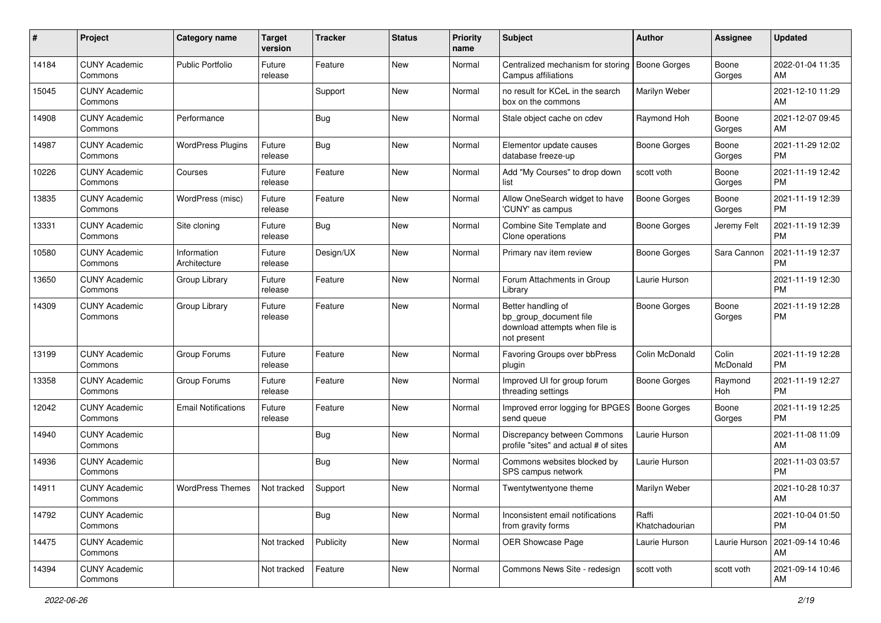| # | Project | Category name | Target version | Tracker | Status | Priority name | Subject | Author | Assignee | Updated |
|---|---|---|---|---|---|---|---|---|---|---|
| 14184 | CUNY Academic Commons | Public Portfolio | Future release | Feature | New | Normal | Centralized mechanism for storing Campus affiliations | Boone Gorges | Boone Gorges | 2022-01-04 11:35 AM |
| 15045 | CUNY Academic Commons | | | Support | New | Normal | no result for KCeL in the search box on the commons | Marilyn Weber | | 2021-12-10 11:29 AM |
| 14908 | CUNY Academic Commons | Performance | | Bug | New | Normal | Stale object cache on cdev | Raymond Hoh | Boone Gorges | 2021-12-07 09:45 AM |
| 14987 | CUNY Academic Commons | WordPress Plugins | Future release | Bug | New | Normal | Elementor update causes database freeze-up | Boone Gorges | Boone Gorges | 2021-11-29 12:02 PM |
| 10226 | CUNY Academic Commons | Courses | Future release | Feature | New | Normal | Add "My Courses" to drop down list | scott voth | Boone Gorges | 2021-11-19 12:42 PM |
| 13835 | CUNY Academic Commons | WordPress (misc) | Future release | Feature | New | Normal | Allow OneSearch widget to have 'CUNY' as campus | Boone Gorges | Boone Gorges | 2021-11-19 12:39 PM |
| 13331 | CUNY Academic Commons | Site cloning | Future release | Bug | New | Normal | Combine Site Template and Clone operations | Boone Gorges | Jeremy Felt | 2021-11-19 12:39 PM |
| 10580 | CUNY Academic Commons | Information Architecture | Future release | Design/UX | New | Normal | Primary nav item review | Boone Gorges | Sara Cannon | 2021-11-19 12:37 PM |
| 13650 | CUNY Academic Commons | Group Library | Future release | Feature | New | Normal | Forum Attachments in Group Library | Laurie Hurson | | 2021-11-19 12:30 PM |
| 14309 | CUNY Academic Commons | Group Library | Future release | Feature | New | Normal | Better handling of bp_group_document file download attempts when file is not present | Boone Gorges | Boone Gorges | 2021-11-19 12:28 PM |
| 13199 | CUNY Academic Commons | Group Forums | Future release | Feature | New | Normal | Favoring Groups over bbPress plugin | Colin McDonald | Colin McDonald | 2021-11-19 12:28 PM |
| 13358 | CUNY Academic Commons | Group Forums | Future release | Feature | New | Normal | Improved UI for group forum threading settings | Boone Gorges | Raymond Hoh | 2021-11-19 12:27 PM |
| 12042 | CUNY Academic Commons | Email Notifications | Future release | Feature | New | Normal | Improved error logging for BPGES send queue | Boone Gorges | Boone Gorges | 2021-11-19 12:25 PM |
| 14940 | CUNY Academic Commons | | | Bug | New | Normal | Discrepancy between Commons profile "sites" and actual # of sites | Laurie Hurson | | 2021-11-08 11:09 AM |
| 14936 | CUNY Academic Commons | | | Bug | New | Normal | Commons websites blocked by SPS campus network | Laurie Hurson | | 2021-11-03 03:57 PM |
| 14911 | CUNY Academic Commons | WordPress Themes | Not tracked | Support | New | Normal | Twentytwentyone theme | Marilyn Weber | | 2021-10-28 10:37 AM |
| 14792 | CUNY Academic Commons | | | Bug | New | Normal | Inconsistent email notifications from gravity forms | Raffi Khatchadourian | | 2021-10-04 01:50 PM |
| 14475 | CUNY Academic Commons | | Not tracked | Publicity | New | Normal | OER Showcase Page | Laurie Hurson | Laurie Hurson | 2021-09-14 10:46 AM |
| 14394 | CUNY Academic Commons | | Not tracked | Feature | New | Normal | Commons News Site - redesign | scott voth | scott voth | 2021-09-14 10:46 AM |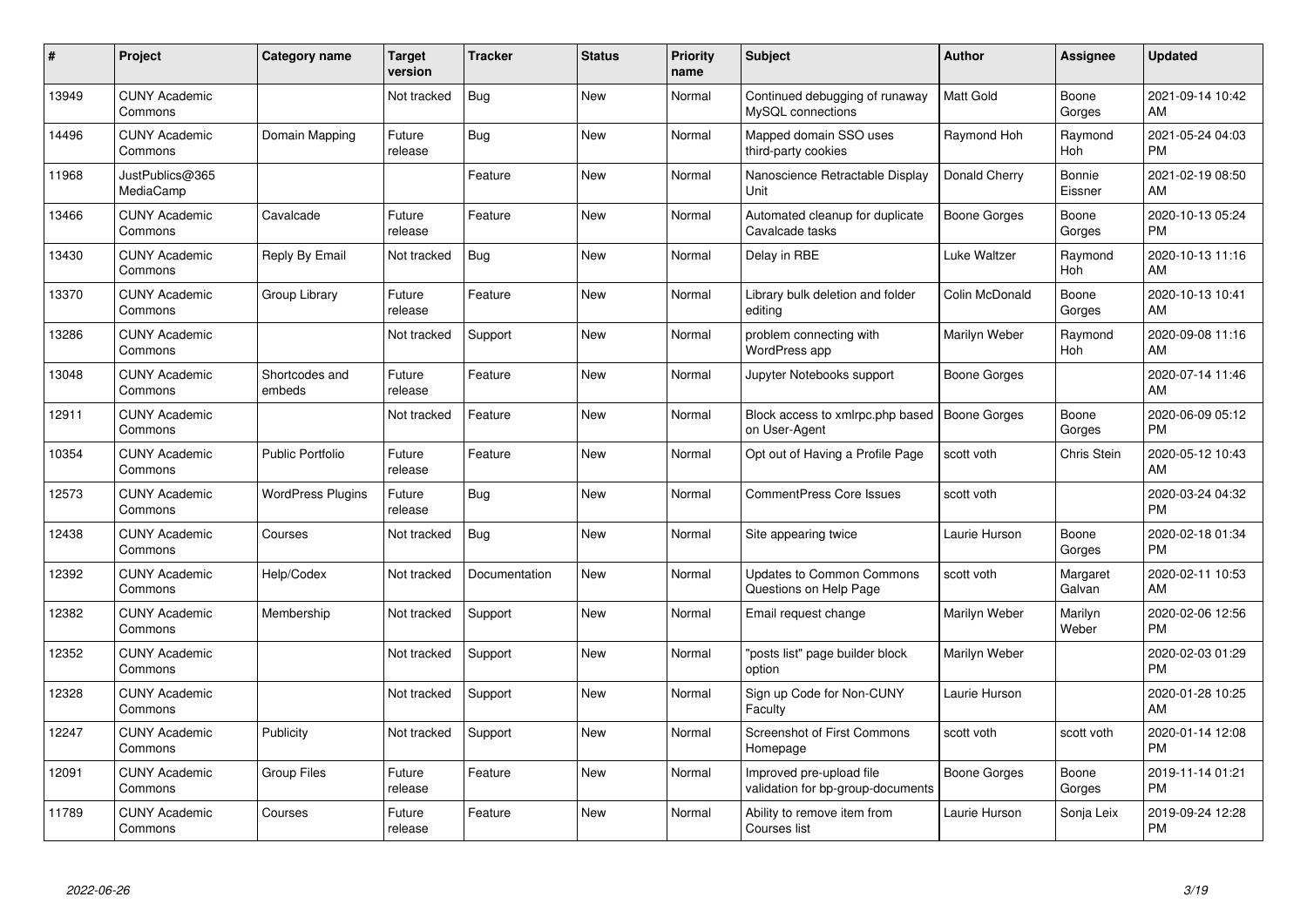| # | Project | Category name | Target version | Tracker | Status | Priority name | Subject | Author | Assignee | Updated |
|---|---|---|---|---|---|---|---|---|---|---|
| 13949 | CUNY Academic Commons | | Not tracked | Bug | New | Normal | Continued debugging of runaway MySQL connections | Matt Gold | Boone Gorges | 2021-09-14 10:42 AM |
| 14496 | CUNY Academic Commons | Domain Mapping | Future release | Bug | New | Normal | Mapped domain SSO uses third-party cookies | Raymond Hoh | Raymond Hoh | 2021-05-24 04:03 PM |
| 11968 | JustPublics@365 MediaCamp | | | Feature | New | Normal | Nanoscience Retractable Display Unit | Donald Cherry | Bonnie Eissner | 2021-02-19 08:50 AM |
| 13466 | CUNY Academic Commons | Cavalcade | Future release | Feature | New | Normal | Automated cleanup for duplicate Cavalcade tasks | Boone Gorges | Boone Gorges | 2020-10-13 05:24 PM |
| 13430 | CUNY Academic Commons | Reply By Email | Not tracked | Bug | New | Normal | Delay in RBE | Luke Waltzer | Raymond Hoh | 2020-10-13 11:16 AM |
| 13370 | CUNY Academic Commons | Group Library | Future release | Feature | New | Normal | Library bulk deletion and folder editing | Colin McDonald | Boone Gorges | 2020-10-13 10:41 AM |
| 13286 | CUNY Academic Commons | | Not tracked | Support | New | Normal | problem connecting with WordPress app | Marilyn Weber | Raymond Hoh | 2020-09-08 11:16 AM |
| 13048 | CUNY Academic Commons | Shortcodes and embeds | Future release | Feature | New | Normal | Jupyter Notebooks support | Boone Gorges | | 2020-07-14 11:46 AM |
| 12911 | CUNY Academic Commons | | Not tracked | Feature | New | Normal | Block access to xmlrpc.php based on User-Agent | Boone Gorges | Boone Gorges | 2020-06-09 05:12 PM |
| 10354 | CUNY Academic Commons | Public Portfolio | Future release | Feature | New | Normal | Opt out of Having a Profile Page | scott voth | Chris Stein | 2020-05-12 10:43 AM |
| 12573 | CUNY Academic Commons | WordPress Plugins | Future release | Bug | New | Normal | CommentPress Core Issues | scott voth | | 2020-03-24 04:32 PM |
| 12438 | CUNY Academic Commons | Courses | Not tracked | Bug | New | Normal | Site appearing twice | Laurie Hurson | Boone Gorges | 2020-02-18 01:34 PM |
| 12392 | CUNY Academic Commons | Help/Codex | Not tracked | Documentation | New | Normal | Updates to Common Commons Questions on Help Page | scott voth | Margaret Galvan | 2020-02-11 10:53 AM |
| 12382 | CUNY Academic Commons | Membership | Not tracked | Support | New | Normal | Email request change | Marilyn Weber | Marilyn Weber | 2020-02-06 12:56 PM |
| 12352 | CUNY Academic Commons | | Not tracked | Support | New | Normal | "posts list" page builder block option | Marilyn Weber | | 2020-02-03 01:29 PM |
| 12328 | CUNY Academic Commons | | Not tracked | Support | New | Normal | Sign up Code for Non-CUNY Faculty | Laurie Hurson | | 2020-01-28 10:25 AM |
| 12247 | CUNY Academic Commons | Publicity | Not tracked | Support | New | Normal | Screenshot of First Commons Homepage | scott voth | scott voth | 2020-01-14 12:08 PM |
| 12091 | CUNY Academic Commons | Group Files | Future release | Feature | New | Normal | Improved pre-upload file validation for bp-group-documents | Boone Gorges | Boone Gorges | 2019-11-14 01:21 PM |
| 11789 | CUNY Academic Commons | Courses | Future release | Feature | New | Normal | Ability to remove item from Courses list | Laurie Hurson | Sonja Leix | 2019-09-24 12:28 PM |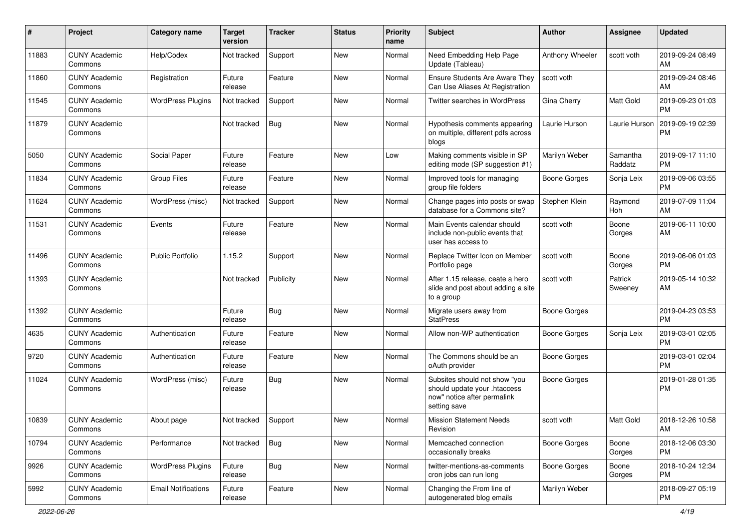| # | Project | Category name | Target version | Tracker | Status | Priority name | Subject | Author | Assignee | Updated |
|---|---|---|---|---|---|---|---|---|---|---|
| 11883 | CUNY Academic Commons | Help/Codex | Not tracked | Support | New | Normal | Need Embedding Help Page Update (Tableau) | Anthony Wheeler | scott voth | 2019-09-24 08:49 AM |
| 11860 | CUNY Academic Commons | Registration | Future release | Feature | New | Normal | Ensure Students Are Aware They Can Use Aliases At Registration | scott voth | | 2019-09-24 08:46 AM |
| 11545 | CUNY Academic Commons | WordPress Plugins | Not tracked | Support | New | Normal | Twitter searches in WordPress | Gina Cherry | Matt Gold | 2019-09-23 01:03 PM |
| 11879 | CUNY Academic Commons | | Not tracked | Bug | New | Normal | Hypothesis comments appearing on multiple, different pdfs across blogs | Laurie Hurson | Laurie Hurson | 2019-09-19 02:39 PM |
| 5050 | CUNY Academic Commons | Social Paper | Future release | Feature | New | Low | Making comments visible in SP editing mode (SP suggestion #1) | Marilyn Weber | Samantha Raddatz | 2019-09-17 11:10 PM |
| 11834 | CUNY Academic Commons | Group Files | Future release | Feature | New | Normal | Improved tools for managing group file folders | Boone Gorges | Sonja Leix | 2019-09-06 03:55 PM |
| 11624 | CUNY Academic Commons | WordPress (misc) | Not tracked | Support | New | Normal | Change pages into posts or swap database for a Commons site? | Stephen Klein | Raymond Hoh | 2019-07-09 11:04 AM |
| 11531 | CUNY Academic Commons | Events | Future release | Feature | New | Normal | Main Events calendar should include non-public events that user has access to | scott voth | Boone Gorges | 2019-06-11 10:00 AM |
| 11496 | CUNY Academic Commons | Public Portfolio | 1.15.2 | Support | New | Normal | Replace Twitter Icon on Member Portfolio page | scott voth | Boone Gorges | 2019-06-06 01:03 PM |
| 11393 | CUNY Academic Commons | | Not tracked | Publicity | New | Normal | After 1.15 release, ceate a hero slide and post about adding a site to a group | scott voth | Patrick Sweeney | 2019-05-14 10:32 AM |
| 11392 | CUNY Academic Commons | | Future release | Bug | New | Normal | Migrate users away from StatPress | Boone Gorges | | 2019-04-23 03:53 PM |
| 4635 | CUNY Academic Commons | Authentication | Future release | Feature | New | Normal | Allow non-WP authentication | Boone Gorges | Sonja Leix | 2019-03-01 02:05 PM |
| 9720 | CUNY Academic Commons | Authentication | Future release | Feature | New | Normal | The Commons should be an oAuth provider | Boone Gorges | | 2019-03-01 02:04 PM |
| 11024 | CUNY Academic Commons | WordPress (misc) | Future release | Bug | New | Normal | Subsites should not show "you should update your .htaccess now" notice after permalink setting save | Boone Gorges | | 2019-01-28 01:35 PM |
| 10839 | CUNY Academic Commons | About page | Not tracked | Support | New | Normal | Mission Statement Needs Revision | scott voth | Matt Gold | 2018-12-26 10:58 AM |
| 10794 | CUNY Academic Commons | Performance | Not tracked | Bug | New | Normal | Memcached connection occasionally breaks | Boone Gorges | Boone Gorges | 2018-12-06 03:30 PM |
| 9926 | CUNY Academic Commons | WordPress Plugins | Future release | Bug | New | Normal | twitter-mentions-as-comments cron jobs can run long | Boone Gorges | Boone Gorges | 2018-10-24 12:34 PM |
| 5992 | CUNY Academic Commons | Email Notifications | Future release | Feature | New | Normal | Changing the From line of autogenerated blog emails | Marilyn Weber | | 2018-09-27 05:19 PM |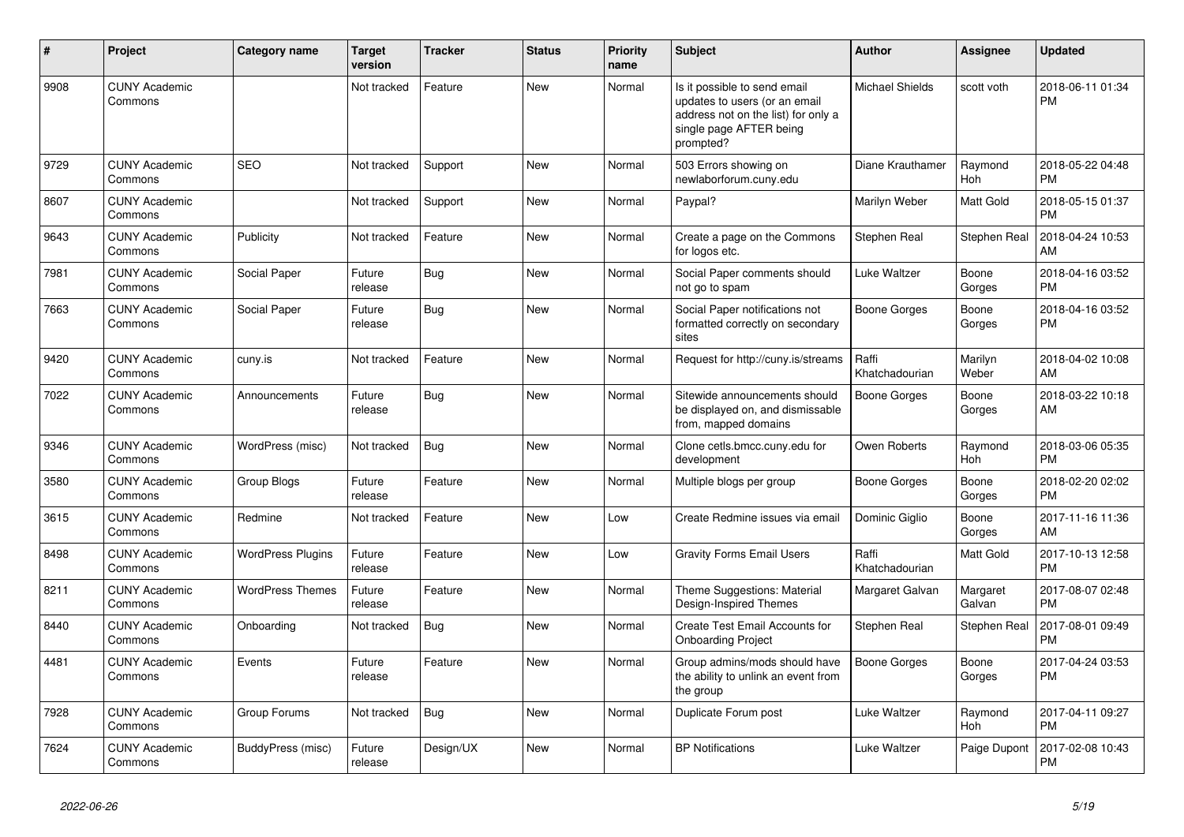| # | Project | Category name | Target version | Tracker | Status | Priority name | Subject | Author | Assignee | Updated |
|---|---|---|---|---|---|---|---|---|---|---|
| 9908 | CUNY Academic Commons | | Not tracked | Feature | New | Normal | Is it possible to send email updates to users (or an email address not on the list) for only a single page AFTER being prompted? | Michael Shields | scott voth | 2018-06-11 01:34 PM |
| 9729 | CUNY Academic Commons | SEO | Not tracked | Support | New | Normal | 503 Errors showing on newlaborforum.cuny.edu | Diane Krauthamer | Raymond Hoh | 2018-05-22 04:48 PM |
| 8607 | CUNY Academic Commons | | Not tracked | Support | New | Normal | Paypal? | Marilyn Weber | Matt Gold | 2018-05-15 01:37 PM |
| 9643 | CUNY Academic Commons | Publicity | Not tracked | Feature | New | Normal | Create a page on the Commons for logos etc. | Stephen Real | Stephen Real | 2018-04-24 10:53 AM |
| 7981 | CUNY Academic Commons | Social Paper | Future release | Bug | New | Normal | Social Paper comments should not go to spam | Luke Waltzer | Boone Gorges | 2018-04-16 03:52 PM |
| 7663 | CUNY Academic Commons | Social Paper | Future release | Bug | New | Normal | Social Paper notifications not formatted correctly on secondary sites | Boone Gorges | Boone Gorges | 2018-04-16 03:52 PM |
| 9420 | CUNY Academic Commons | cuny.is | Not tracked | Feature | New | Normal | Request for http://cuny.is/streams | Raffi Khatchadourian | Marilyn Weber | 2018-04-02 10:08 AM |
| 7022 | CUNY Academic Commons | Announcements | Future release | Bug | New | Normal | Sitewide announcements should be displayed on, and dismissable from, mapped domains | Boone Gorges | Boone Gorges | 2018-03-22 10:18 AM |
| 9346 | CUNY Academic Commons | WordPress (misc) | Not tracked | Bug | New | Normal | Clone cetls.bmcc.cuny.edu for development | Owen Roberts | Raymond Hoh | 2018-03-06 05:35 PM |
| 3580 | CUNY Academic Commons | Group Blogs | Future release | Feature | New | Normal | Multiple blogs per group | Boone Gorges | Boone Gorges | 2018-02-20 02:02 PM |
| 3615 | CUNY Academic Commons | Redmine | Not tracked | Feature | New | Low | Create Redmine issues via email | Dominic Giglio | Boone Gorges | 2017-11-16 11:36 AM |
| 8498 | CUNY Academic Commons | WordPress Plugins | Future release | Feature | New | Low | Gravity Forms Email Users | Raffi Khatchadourian | Matt Gold | 2017-10-13 12:58 PM |
| 8211 | CUNY Academic Commons | WordPress Themes | Future release | Feature | New | Normal | Theme Suggestions: Material Design-Inspired Themes | Margaret Galvan | Margaret Galvan | 2017-08-07 02:48 PM |
| 8440 | CUNY Academic Commons | Onboarding | Not tracked | Bug | New | Normal | Create Test Email Accounts for Onboarding Project | Stephen Real | Stephen Real | 2017-08-01 09:49 PM |
| 4481 | CUNY Academic Commons | Events | Future release | Feature | New | Normal | Group admins/mods should have the ability to unlink an event from the group | Boone Gorges | Boone Gorges | 2017-04-24 03:53 PM |
| 7928 | CUNY Academic Commons | Group Forums | Not tracked | Bug | New | Normal | Duplicate Forum post | Luke Waltzer | Raymond Hoh | 2017-04-11 09:27 PM |
| 7624 | CUNY Academic Commons | BuddyPress (misc) | Future release | Design/UX | New | Normal | BP Notifications | Luke Waltzer | Paige Dupont | 2017-02-08 10:43 PM |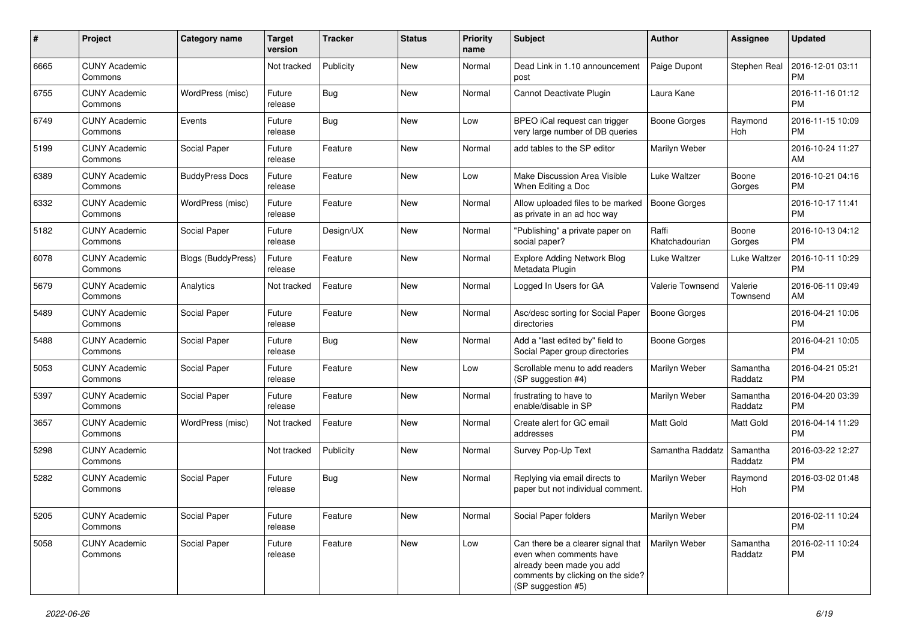| # | Project | Category name | Target version | Tracker | Status | Priority name | Subject | Author | Assignee | Updated |
|---|---|---|---|---|---|---|---|---|---|---|
| 6665 | CUNY Academic Commons | | Not tracked | Publicity | New | Normal | Dead Link in 1.10 announcement post | Paige Dupont | Stephen Real | 2016-12-01 03:11 PM |
| 6755 | CUNY Academic Commons | WordPress (misc) | Future release | Bug | New | Normal | Cannot Deactivate Plugin | Laura Kane | | 2016-11-16 01:12 PM |
| 6749 | CUNY Academic Commons | Events | Future release | Bug | New | Low | BPEO iCal request can trigger very large number of DB queries | Boone Gorges | Raymond Hoh | 2016-11-15 10:09 PM |
| 5199 | CUNY Academic Commons | Social Paper | Future release | Feature | New | Normal | add tables to the SP editor | Marilyn Weber | | 2016-10-24 11:27 AM |
| 6389 | CUNY Academic Commons | BuddyPress Docs | Future release | Feature | New | Low | Make Discussion Area Visible When Editing a Doc | Luke Waltzer | Boone Gorges | 2016-10-21 04:16 PM |
| 6332 | CUNY Academic Commons | WordPress (misc) | Future release | Feature | New | Normal | Allow uploaded files to be marked as private in an ad hoc way | Boone Gorges | | 2016-10-17 11:41 PM |
| 5182 | CUNY Academic Commons | Social Paper | Future release | Design/UX | New | Normal | "Publishing" a private paper on social paper? | Raffi Khatchadourian | Boone Gorges | 2016-10-13 04:12 PM |
| 6078 | CUNY Academic Commons | Blogs (BuddyPress) | Future release | Feature | New | Normal | Explore Adding Network Blog Metadata Plugin | Luke Waltzer | Luke Waltzer | 2016-10-11 10:29 PM |
| 5679 | CUNY Academic Commons | Analytics | Not tracked | Feature | New | Normal | Logged In Users for GA | Valerie Townsend | Valerie Townsend | 2016-06-11 09:49 AM |
| 5489 | CUNY Academic Commons | Social Paper | Future release | Feature | New | Normal | Asc/desc sorting for Social Paper directories | Boone Gorges | | 2016-04-21 10:06 PM |
| 5488 | CUNY Academic Commons | Social Paper | Future release | Bug | New | Normal | Add a "last edited by" field to Social Paper group directories | Boone Gorges | | 2016-04-21 10:05 PM |
| 5053 | CUNY Academic Commons | Social Paper | Future release | Feature | New | Low | Scrollable menu to add readers (SP suggestion #4) | Marilyn Weber | Samantha Raddatz | 2016-04-21 05:21 PM |
| 5397 | CUNY Academic Commons | Social Paper | Future release | Feature | New | Normal | frustrating to have to enable/disable in SP | Marilyn Weber | Samantha Raddatz | 2016-04-20 03:39 PM |
| 3657 | CUNY Academic Commons | WordPress (misc) | Not tracked | Feature | New | Normal | Create alert for GC email addresses | Matt Gold | Matt Gold | 2016-04-14 11:29 PM |
| 5298 | CUNY Academic Commons | | Not tracked | Publicity | New | Normal | Survey Pop-Up Text | Samantha Raddatz | Samantha Raddatz | 2016-03-22 12:27 PM |
| 5282 | CUNY Academic Commons | Social Paper | Future release | Bug | New | Normal | Replying via email directs to paper but not individual comment. | Marilyn Weber | Raymond Hoh | 2016-03-02 01:48 PM |
| 5205 | CUNY Academic Commons | Social Paper | Future release | Feature | New | Normal | Social Paper folders | Marilyn Weber | | 2016-02-11 10:24 PM |
| 5058 | CUNY Academic Commons | Social Paper | Future release | Feature | New | Low | Can there be a clearer signal that even when comments have already been made you add comments by clicking on the side? (SP suggestion #5) | Marilyn Weber | Samantha Raddatz | 2016-02-11 10:24 PM |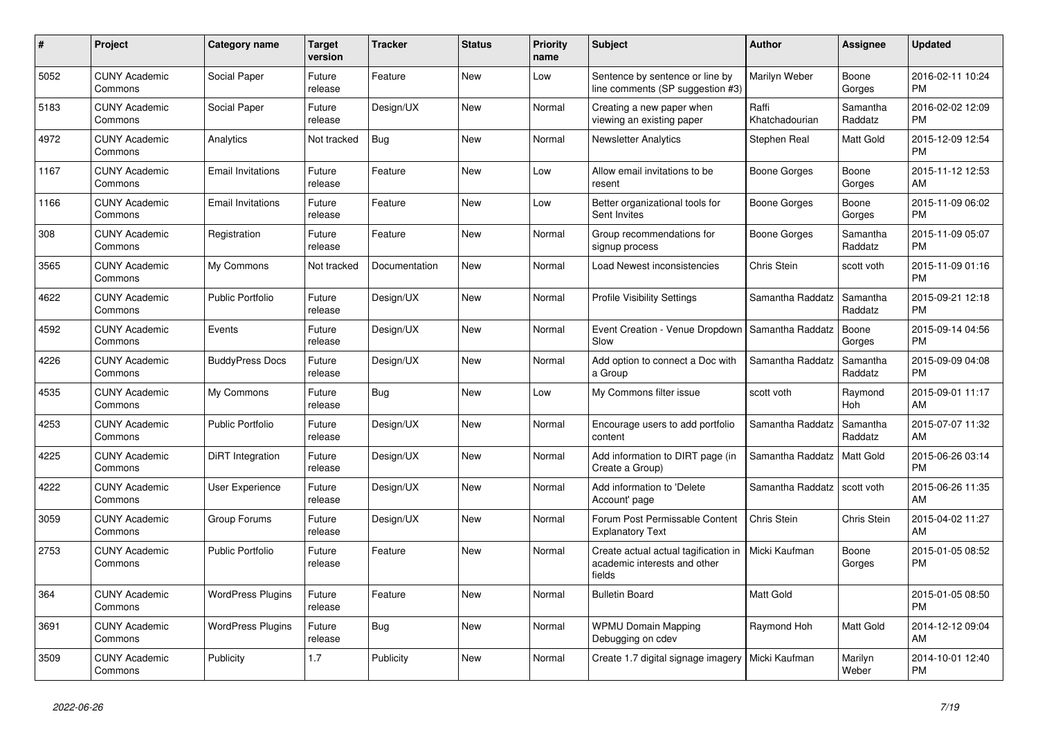| # | Project | Category name | Target version | Tracker | Status | Priority name | Subject | Author | Assignee | Updated |
|---|---|---|---|---|---|---|---|---|---|---|
| 5052 | CUNY Academic Commons | Social Paper | Future release | Feature | New | Low | Sentence by sentence or line by line comments (SP suggestion #3) | Marilyn Weber | Boone Gorges | 2016-02-11 10:24 PM |
| 5183 | CUNY Academic Commons | Social Paper | Future release | Design/UX | New | Normal | Creating a new paper when viewing an existing paper | Raffi Khatchadourian | Samantha Raddatz | 2016-02-02 12:09 PM |
| 4972 | CUNY Academic Commons | Analytics | Not tracked | Bug | New | Normal | Newsletter Analytics | Stephen Real | Matt Gold | 2015-12-09 12:54 PM |
| 1167 | CUNY Academic Commons | Email Invitations | Future release | Feature | New | Low | Allow email invitations to be resent | Boone Gorges | Boone Gorges | 2015-11-12 12:53 AM |
| 1166 | CUNY Academic Commons | Email Invitations | Future release | Feature | New | Low | Better organizational tools for Sent Invites | Boone Gorges | Boone Gorges | 2015-11-09 06:02 PM |
| 308 | CUNY Academic Commons | Registration | Future release | Feature | New | Normal | Group recommendations for signup process | Boone Gorges | Samantha Raddatz | 2015-11-09 05:07 PM |
| 3565 | CUNY Academic Commons | My Commons | Not tracked | Documentation | New | Normal | Load Newest inconsistencies | Chris Stein | scott voth | 2015-11-09 01:16 PM |
| 4622 | CUNY Academic Commons | Public Portfolio | Future release | Design/UX | New | Normal | Profile Visibility Settings | Samantha Raddatz | Samantha Raddatz | 2015-09-21 12:18 PM |
| 4592 | CUNY Academic Commons | Events | Future release | Design/UX | New | Normal | Event Creation - Venue Dropdown Slow | Samantha Raddatz | Boone Gorges | 2015-09-14 04:56 PM |
| 4226 | CUNY Academic Commons | BuddyPress Docs | Future release | Design/UX | New | Normal | Add option to connect a Doc with a Group | Samantha Raddatz | Samantha Raddatz | 2015-09-09 04:08 PM |
| 4535 | CUNY Academic Commons | My Commons | Future release | Bug | New | Low | My Commons filter issue | scott voth | Raymond Hoh | 2015-09-01 11:17 AM |
| 4253 | CUNY Academic Commons | Public Portfolio | Future release | Design/UX | New | Normal | Encourage users to add portfolio content | Samantha Raddatz | Samantha Raddatz | 2015-07-07 11:32 AM |
| 4225 | CUNY Academic Commons | DiRT Integration | Future release | Design/UX | New | Normal | Add information to DIRT page (in Create a Group) | Samantha Raddatz | Matt Gold | 2015-06-26 03:14 PM |
| 4222 | CUNY Academic Commons | User Experience | Future release | Design/UX | New | Normal | Add information to 'Delete Account' page | Samantha Raddatz | scott voth | 2015-06-26 11:35 AM |
| 3059 | CUNY Academic Commons | Group Forums | Future release | Design/UX | New | Normal | Forum Post Permissable Content Explanatory Text | Chris Stein | Chris Stein | 2015-04-02 11:27 AM |
| 2753 | CUNY Academic Commons | Public Portfolio | Future release | Feature | New | Normal | Create actual actual tagification in academic interests and other fields | Micki Kaufman | Boone Gorges | 2015-01-05 08:52 PM |
| 364 | CUNY Academic Commons | WordPress Plugins | Future release | Feature | New | Normal | Bulletin Board | Matt Gold | | 2015-01-05 08:50 PM |
| 3691 | CUNY Academic Commons | WordPress Plugins | Future release | Bug | New | Normal | WPMU Domain Mapping Debugging on cdev | Raymond Hoh | Matt Gold | 2014-12-12 09:04 AM |
| 3509 | CUNY Academic Commons | Publicity | 1.7 | Publicity | New | Normal | Create 1.7 digital signage imagery | Micki Kaufman | Marilyn Weber | 2014-10-01 12:40 PM |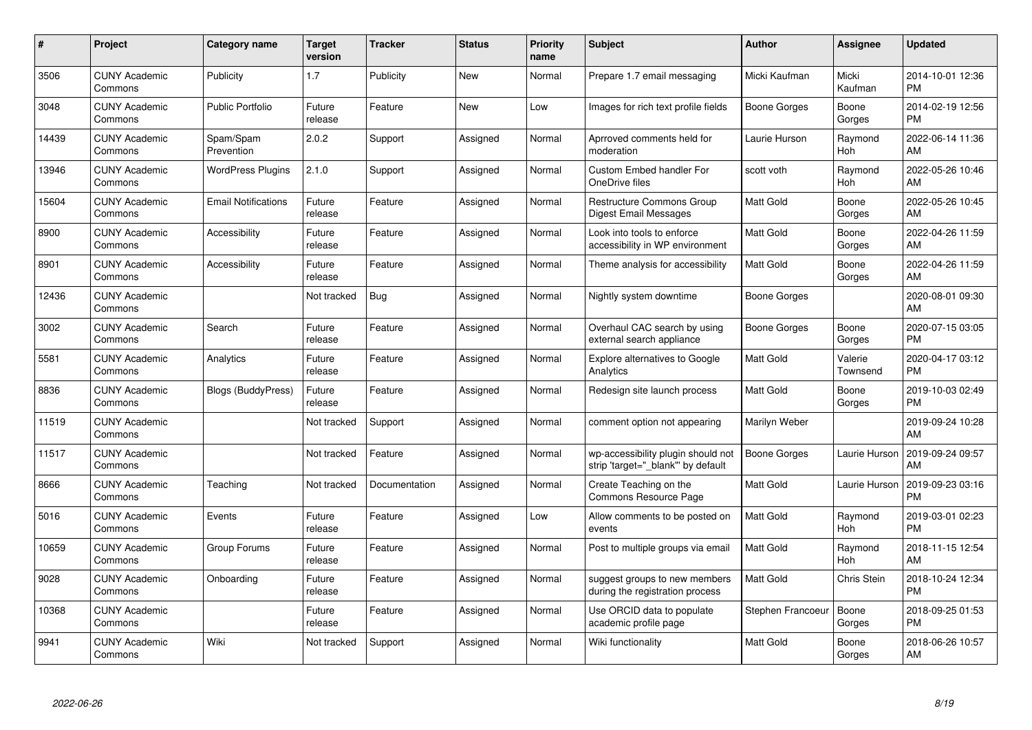| # | Project | Category name | Target version | Tracker | Status | Priority name | Subject | Author | Assignee | Updated |
|---|---|---|---|---|---|---|---|---|---|---|
| 3506 | CUNY Academic Commons | Publicity | 1.7 | Publicity | New | Normal | Prepare 1.7 email messaging | Micki Kaufman | Micki Kaufman | 2014-10-01 12:36 PM |
| 3048 | CUNY Academic Commons | Public Portfolio | Future release | Feature | New | Low | Images for rich text profile fields | Boone Gorges | Boone Gorges | 2014-02-19 12:56 PM |
| 14439 | CUNY Academic Commons | Spam/Spam Prevention | 2.0.2 | Support | Assigned | Normal | Aprroved comments held for moderation | Laurie Hurson | Raymond Hoh | 2022-06-14 11:36 AM |
| 13946 | CUNY Academic Commons | WordPress Plugins | 2.1.0 | Support | Assigned | Normal | Custom Embed handler For OneDrive files | scott voth | Raymond Hoh | 2022-05-26 10:46 AM |
| 15604 | CUNY Academic Commons | Email Notifications | Future release | Feature | Assigned | Normal | Restructure Commons Group Digest Email Messages | Matt Gold | Boone Gorges | 2022-05-26 10:45 AM |
| 8900 | CUNY Academic Commons | Accessibility | Future release | Feature | Assigned | Normal | Look into tools to enforce accessibility in WP environment | Matt Gold | Boone Gorges | 2022-04-26 11:59 AM |
| 8901 | CUNY Academic Commons | Accessibility | Future release | Feature | Assigned | Normal | Theme analysis for accessibility | Matt Gold | Boone Gorges | 2022-04-26 11:59 AM |
| 12436 | CUNY Academic Commons | | Not tracked | Bug | Assigned | Normal | Nightly system downtime | Boone Gorges | | 2020-08-01 09:30 AM |
| 3002 | CUNY Academic Commons | Search | Future release | Feature | Assigned | Normal | Overhaul CAC search by using external search appliance | Boone Gorges | Boone Gorges | 2020-07-15 03:05 PM |
| 5581 | CUNY Academic Commons | Analytics | Future release | Feature | Assigned | Normal | Explore alternatives to Google Analytics | Matt Gold | Valerie Townsend | 2020-04-17 03:12 PM |
| 8836 | CUNY Academic Commons | Blogs (BuddyPress) | Future release | Feature | Assigned | Normal | Redesign site launch process | Matt Gold | Boone Gorges | 2019-10-03 02:49 PM |
| 11519 | CUNY Academic Commons | | Not tracked | Support | Assigned | Normal | comment option not appearing | Marilyn Weber | | 2019-09-24 10:28 AM |
| 11517 | CUNY Academic Commons | | Not tracked | Feature | Assigned | Normal | wp-accessibility plugin should not strip 'target="_blank"' by default | Boone Gorges | Laurie Hurson | 2019-09-24 09:57 AM |
| 8666 | CUNY Academic Commons | Teaching | Not tracked | Documentation | Assigned | Normal | Create Teaching on the Commons Resource Page | Matt Gold | Laurie Hurson | 2019-09-23 03:16 PM |
| 5016 | CUNY Academic Commons | Events | Future release | Feature | Assigned | Low | Allow comments to be posted on events | Matt Gold | Raymond Hoh | 2019-03-01 02:23 PM |
| 10659 | CUNY Academic Commons | Group Forums | Future release | Feature | Assigned | Normal | Post to multiple groups via email | Matt Gold | Raymond Hoh | 2018-11-15 12:54 AM |
| 9028 | CUNY Academic Commons | Onboarding | Future release | Feature | Assigned | Normal | suggest groups to new members during the registration process | Matt Gold | Chris Stein | 2018-10-24 12:34 PM |
| 10368 | CUNY Academic Commons | | Future release | Feature | Assigned | Normal | Use ORCID data to populate academic profile page | Stephen Francoeur | Boone Gorges | 2018-09-25 01:53 PM |
| 9941 | CUNY Academic Commons | Wiki | Not tracked | Support | Assigned | Normal | Wiki functionality | Matt Gold | Boone Gorges | 2018-06-26 10:57 AM |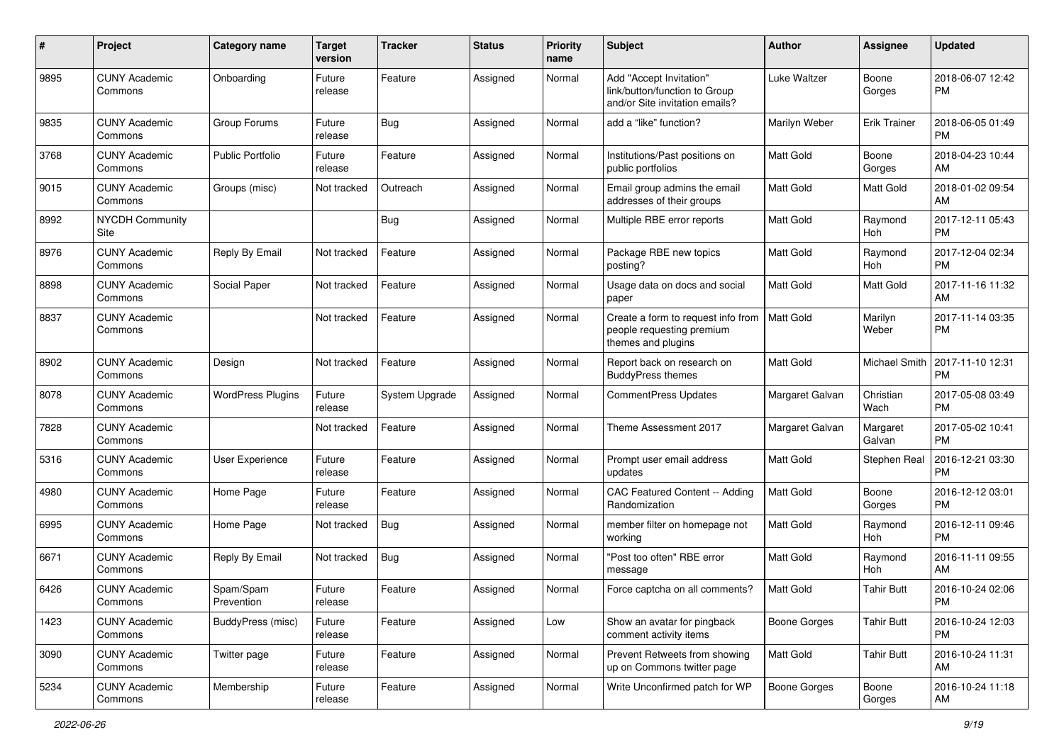| # | Project | Category name | Target version | Tracker | Status | Priority name | Subject | Author | Assignee | Updated |
|---|---|---|---|---|---|---|---|---|---|---|
| 9895 | CUNY Academic Commons | Onboarding | Future release | Feature | Assigned | Normal | Add "Accept Invitation" link/button/function to Group and/or Site invitation emails? | Luke Waltzer | Boone Gorges | 2018-06-07 12:42 PM |
| 9835 | CUNY Academic Commons | Group Forums | Future release | Bug | Assigned | Normal | add a "like" function? | Marilyn Weber | Erik Trainer | 2018-06-05 01:49 PM |
| 3768 | CUNY Academic Commons | Public Portfolio | Future release | Feature | Assigned | Normal | Institutions/Past positions on public portfolios | Matt Gold | Boone Gorges | 2018-04-23 10:44 AM |
| 9015 | CUNY Academic Commons | Groups (misc) | Not tracked | Outreach | Assigned | Normal | Email group admins the email addresses of their groups | Matt Gold | Matt Gold | 2018-01-02 09:54 AM |
| 8992 | NYCDH Community Site | | | Bug | Assigned | Normal | Multiple RBE error reports | Matt Gold | Raymond Hoh | 2017-12-11 05:43 PM |
| 8976 | CUNY Academic Commons | Reply By Email | Not tracked | Feature | Assigned | Normal | Package RBE new topics posting? | Matt Gold | Raymond Hoh | 2017-12-04 02:34 PM |
| 8898 | CUNY Academic Commons | Social Paper | Not tracked | Feature | Assigned | Normal | Usage data on docs and social paper | Matt Gold | Matt Gold | 2017-11-16 11:32 AM |
| 8837 | CUNY Academic Commons | | Not tracked | Feature | Assigned | Normal | Create a form to request info from people requesting premium themes and plugins | Matt Gold | Marilyn Weber | 2017-11-14 03:35 PM |
| 8902 | CUNY Academic Commons | Design | Not tracked | Feature | Assigned | Normal | Report back on research on BuddyPress themes | Matt Gold | Michael Smith | 2017-11-10 12:31 PM |
| 8078 | CUNY Academic Commons | WordPress Plugins | Future release | System Upgrade | Assigned | Normal | CommentPress Updates | Margaret Galvan | Christian Wach | 2017-05-08 03:49 PM |
| 7828 | CUNY Academic Commons | | Not tracked | Feature | Assigned | Normal | Theme Assessment 2017 | Margaret Galvan | Margaret Galvan | 2017-05-02 10:41 PM |
| 5316 | CUNY Academic Commons | User Experience | Future release | Feature | Assigned | Normal | Prompt user email address updates | Matt Gold | Stephen Real | 2016-12-21 03:30 PM |
| 4980 | CUNY Academic Commons | Home Page | Future release | Feature | Assigned | Normal | CAC Featured Content -- Adding Randomization | Matt Gold | Boone Gorges | 2016-12-12 03:01 PM |
| 6995 | CUNY Academic Commons | Home Page | Not tracked | Bug | Assigned | Normal | member filter on homepage not working | Matt Gold | Raymond Hoh | 2016-12-11 09:46 PM |
| 6671 | CUNY Academic Commons | Reply By Email | Not tracked | Bug | Assigned | Normal | "Post too often" RBE error message | Matt Gold | Raymond Hoh | 2016-11-11 09:55 AM |
| 6426 | CUNY Academic Commons | Spam/Spam Prevention | Future release | Feature | Assigned | Normal | Force captcha on all comments? | Matt Gold | Tahir Butt | 2016-10-24 02:06 PM |
| 1423 | CUNY Academic Commons | BuddyPress (misc) | Future release | Feature | Assigned | Low | Show an avatar for pingback comment activity items | Boone Gorges | Tahir Butt | 2016-10-24 12:03 PM |
| 3090 | CUNY Academic Commons | Twitter page | Future release | Feature | Assigned | Normal | Prevent Retweets from showing up on Commons twitter page | Matt Gold | Tahir Butt | 2016-10-24 11:31 AM |
| 5234 | CUNY Academic Commons | Membership | Future release | Feature | Assigned | Normal | Write Unconfirmed patch for WP | Boone Gorges | Boone Gorges | 2016-10-24 11:18 AM |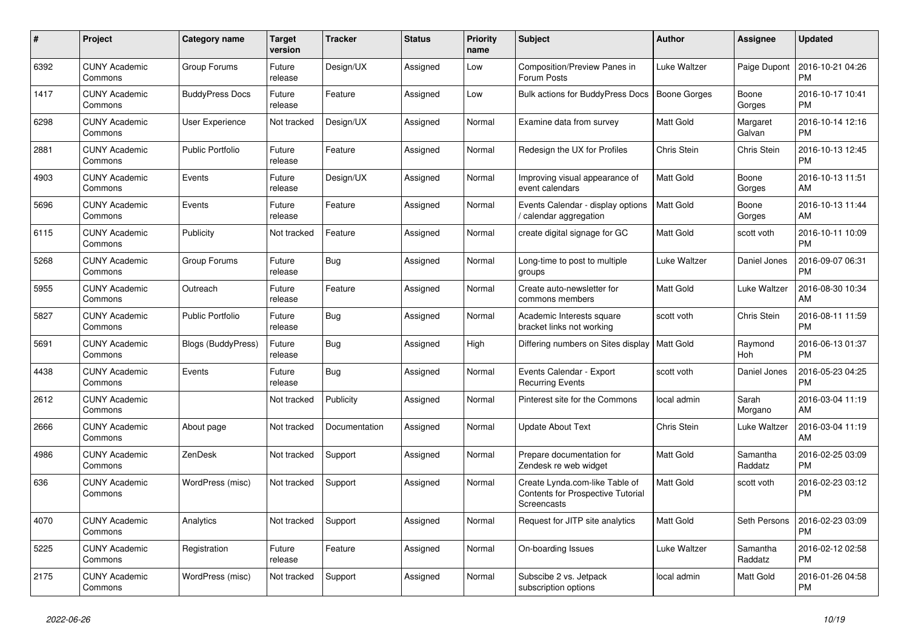| # | Project | Category name | Target version | Tracker | Status | Priority name | Subject | Author | Assignee | Updated |
|---|---|---|---|---|---|---|---|---|---|---|
| 6392 | CUNY Academic Commons | Group Forums | Future release | Design/UX | Assigned | Low | Composition/Preview Panes in Forum Posts | Luke Waltzer | Paige Dupont | 2016-10-21 04:26 PM |
| 1417 | CUNY Academic Commons | BuddyPress Docs | Future release | Feature | Assigned | Low | Bulk actions for BuddyPress Docs | Boone Gorges | Boone Gorges | 2016-10-17 10:41 PM |
| 6298 | CUNY Academic Commons | User Experience | Not tracked | Design/UX | Assigned | Normal | Examine data from survey | Matt Gold | Margaret Galvan | 2016-10-14 12:16 PM |
| 2881 | CUNY Academic Commons | Public Portfolio | Future release | Feature | Assigned | Normal | Redesign the UX for Profiles | Chris Stein | Chris Stein | 2016-10-13 12:45 PM |
| 4903 | CUNY Academic Commons | Events | Future release | Design/UX | Assigned | Normal | Improving visual appearance of event calendars | Matt Gold | Boone Gorges | 2016-10-13 11:51 AM |
| 5696 | CUNY Academic Commons | Events | Future release | Feature | Assigned | Normal | Events Calendar - display options / calendar aggregation | Matt Gold | Boone Gorges | 2016-10-13 11:44 AM |
| 6115 | CUNY Academic Commons | Publicity | Not tracked | Feature | Assigned | Normal | create digital signage for GC | Matt Gold | scott voth | 2016-10-11 10:09 PM |
| 5268 | CUNY Academic Commons | Group Forums | Future release | Bug | Assigned | Normal | Long-time to post to multiple groups | Luke Waltzer | Daniel Jones | 2016-09-07 06:31 PM |
| 5955 | CUNY Academic Commons | Outreach | Future release | Feature | Assigned | Normal | Create auto-newsletter for commons members | Matt Gold | Luke Waltzer | 2016-08-30 10:34 AM |
| 5827 | CUNY Academic Commons | Public Portfolio | Future release | Bug | Assigned | Normal | Academic Interests square bracket links not working | scott voth | Chris Stein | 2016-08-11 11:59 PM |
| 5691 | CUNY Academic Commons | Blogs (BuddyPress) | Future release | Bug | Assigned | High | Differing numbers on Sites display | Matt Gold | Raymond Hoh | 2016-06-13 01:37 PM |
| 4438 | CUNY Academic Commons | Events | Future release | Bug | Assigned | Normal | Events Calendar - Export Recurring Events | scott voth | Daniel Jones | 2016-05-23 04:25 PM |
| 2612 | CUNY Academic Commons | | Not tracked | Publicity | Assigned | Normal | Pinterest site for the Commons | local admin | Sarah Morgano | 2016-03-04 11:19 AM |
| 2666 | CUNY Academic Commons | About page | Not tracked | Documentation | Assigned | Normal | Update About Text | Chris Stein | Luke Waltzer | 2016-03-04 11:19 AM |
| 4986 | CUNY Academic Commons | ZenDesk | Not tracked | Support | Assigned | Normal | Prepare documentation for Zendesk re web widget | Matt Gold | Samantha Raddatz | 2016-02-25 03:09 PM |
| 636 | CUNY Academic Commons | WordPress (misc) | Not tracked | Support | Assigned | Normal | Create Lynda.com-like Table of Contents for Prospective Tutorial Screencasts | Matt Gold | scott voth | 2016-02-23 03:12 PM |
| 4070 | CUNY Academic Commons | Analytics | Not tracked | Support | Assigned | Normal | Request for JITP site analytics | Matt Gold | Seth Persons | 2016-02-23 03:09 PM |
| 5225 | CUNY Academic Commons | Registration | Future release | Feature | Assigned | Normal | On-boarding Issues | Luke Waltzer | Samantha Raddatz | 2016-02-12 02:58 PM |
| 2175 | CUNY Academic Commons | WordPress (misc) | Not tracked | Support | Assigned | Normal | Subscibe 2 vs. Jetpack subscription options | local admin | Matt Gold | 2016-01-26 04:58 PM |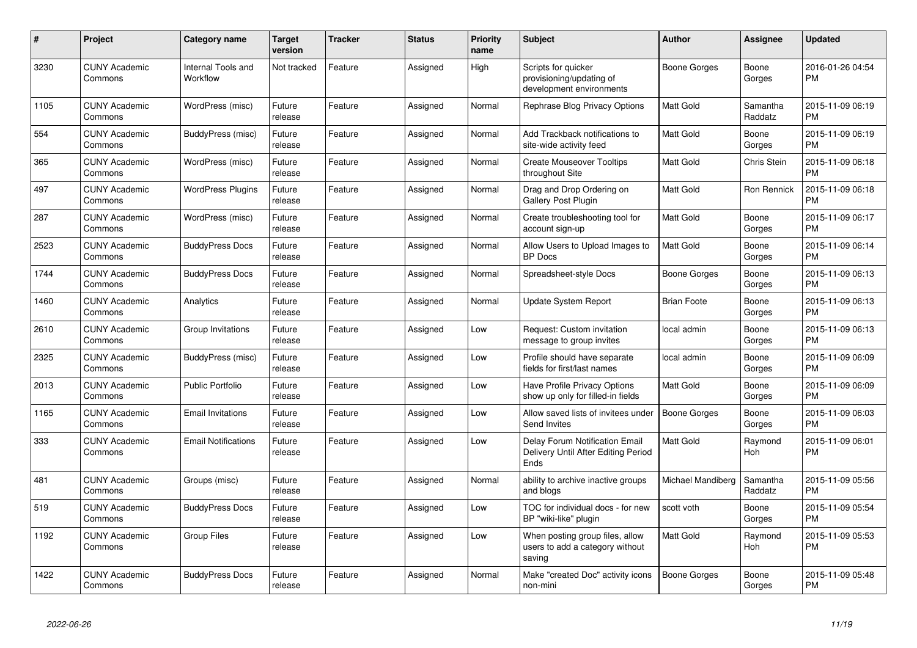| # | Project | Category name | Target version | Tracker | Status | Priority name | Subject | Author | Assignee | Updated |
|---|---|---|---|---|---|---|---|---|---|---|
| 3230 | CUNY Academic Commons | Internal Tools and Workflow | Not tracked | Feature | Assigned | High | Scripts for quicker provisioning/updating of development environments | Boone Gorges | Boone Gorges | 2016-01-26 04:54 PM |
| 1105 | CUNY Academic Commons | WordPress (misc) | Future release | Feature | Assigned | Normal | Rephrase Blog Privacy Options | Matt Gold | Samantha Raddatz | 2015-11-09 06:19 PM |
| 554 | CUNY Academic Commons | BuddyPress (misc) | Future release | Feature | Assigned | Normal | Add Trackback notifications to site-wide activity feed | Matt Gold | Boone Gorges | 2015-11-09 06:19 PM |
| 365 | CUNY Academic Commons | WordPress (misc) | Future release | Feature | Assigned | Normal | Create Mouseover Tooltips throughout Site | Matt Gold | Chris Stein | 2015-11-09 06:18 PM |
| 497 | CUNY Academic Commons | WordPress Plugins | Future release | Feature | Assigned | Normal | Drag and Drop Ordering on Gallery Post Plugin | Matt Gold | Ron Rennick | 2015-11-09 06:18 PM |
| 287 | CUNY Academic Commons | WordPress (misc) | Future release | Feature | Assigned | Normal | Create troubleshooting tool for account sign-up | Matt Gold | Boone Gorges | 2015-11-09 06:17 PM |
| 2523 | CUNY Academic Commons | BuddyPress Docs | Future release | Feature | Assigned | Normal | Allow Users to Upload Images to BP Docs | Matt Gold | Boone Gorges | 2015-11-09 06:14 PM |
| 1744 | CUNY Academic Commons | BuddyPress Docs | Future release | Feature | Assigned | Normal | Spreadsheet-style Docs | Boone Gorges | Boone Gorges | 2015-11-09 06:13 PM |
| 1460 | CUNY Academic Commons | Analytics | Future release | Feature | Assigned | Normal | Update System Report | Brian Foote | Boone Gorges | 2015-11-09 06:13 PM |
| 2610 | CUNY Academic Commons | Group Invitations | Future release | Feature | Assigned | Low | Request: Custom invitation message to group invites | local admin | Boone Gorges | 2015-11-09 06:13 PM |
| 2325 | CUNY Academic Commons | BuddyPress (misc) | Future release | Feature | Assigned | Low | Profile should have separate fields for first/last names | local admin | Boone Gorges | 2015-11-09 06:09 PM |
| 2013 | CUNY Academic Commons | Public Portfolio | Future release | Feature | Assigned | Low | Have Profile Privacy Options show up only for filled-in fields | Matt Gold | Boone Gorges | 2015-11-09 06:09 PM |
| 1165 | CUNY Academic Commons | Email Invitations | Future release | Feature | Assigned | Low | Allow saved lists of invitees under Send Invites | Boone Gorges | Boone Gorges | 2015-11-09 06:03 PM |
| 333 | CUNY Academic Commons | Email Notifications | Future release | Feature | Assigned | Low | Delay Forum Notification Email Delivery Until After Editing Period Ends | Matt Gold | Raymond Hoh | 2015-11-09 06:01 PM |
| 481 | CUNY Academic Commons | Groups (misc) | Future release | Feature | Assigned | Normal | ability to archive inactive groups and blogs | Michael Mandiberg | Samantha Raddatz | 2015-11-09 05:56 PM |
| 519 | CUNY Academic Commons | BuddyPress Docs | Future release | Feature | Assigned | Low | TOC for individual docs - for new BP "wiki-like" plugin | scott voth | Boone Gorges | 2015-11-09 05:54 PM |
| 1192 | CUNY Academic Commons | Group Files | Future release | Feature | Assigned | Low | When posting group files, allow users to add a category without saving | Matt Gold | Raymond Hoh | 2015-11-09 05:53 PM |
| 1422 | CUNY Academic Commons | BuddyPress Docs | Future release | Feature | Assigned | Normal | Make "created Doc" activity icons non-mini | Boone Gorges | Boone Gorges | 2015-11-09 05:48 PM |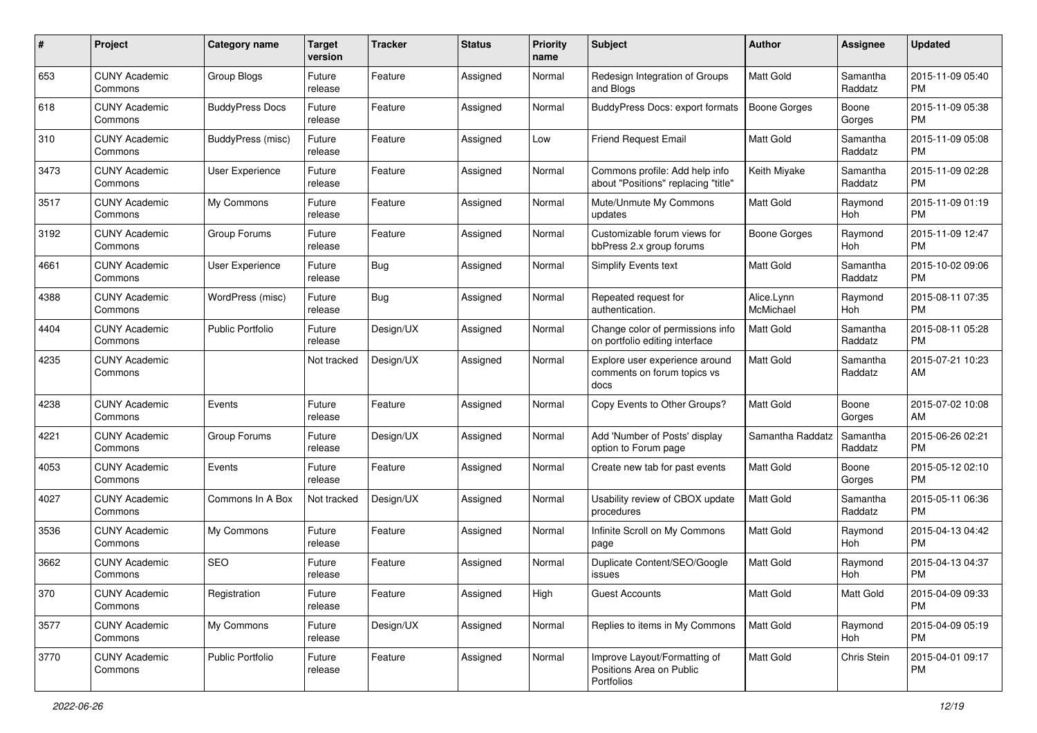| # | Project | Category name | Target version | Tracker | Status | Priority name | Subject | Author | Assignee | Updated |
|---|---|---|---|---|---|---|---|---|---|---|
| 653 | CUNY Academic Commons | Group Blogs | Future release | Feature | Assigned | Normal | Redesign Integration of Groups and Blogs | Matt Gold | Samantha Raddatz | 2015-11-09 05:40 PM |
| 618 | CUNY Academic Commons | BuddyPress Docs | Future release | Feature | Assigned | Normal | BuddyPress Docs: export formats | Boone Gorges | Boone Gorges | 2015-11-09 05:38 PM |
| 310 | CUNY Academic Commons | BuddyPress (misc) | Future release | Feature | Assigned | Low | Friend Request Email | Matt Gold | Samantha Raddatz | 2015-11-09 05:08 PM |
| 3473 | CUNY Academic Commons | User Experience | Future release | Feature | Assigned | Normal | Commons profile: Add help info about "Positions" replacing "title" | Keith Miyake | Samantha Raddatz | 2015-11-09 02:28 PM |
| 3517 | CUNY Academic Commons | My Commons | Future release | Feature | Assigned | Normal | Mute/Unmute My Commons updates | Matt Gold | Raymond Hoh | 2015-11-09 01:19 PM |
| 3192 | CUNY Academic Commons | Group Forums | Future release | Feature | Assigned | Normal | Customizable forum views for bbPress 2.x group forums | Boone Gorges | Raymond Hoh | 2015-11-09 12:47 PM |
| 4661 | CUNY Academic Commons | User Experience | Future release | Bug | Assigned | Normal | Simplify Events text | Matt Gold | Samantha Raddatz | 2015-10-02 09:06 PM |
| 4388 | CUNY Academic Commons | WordPress (misc) | Future release | Bug | Assigned | Normal | Repeated request for authentication. | Alice.Lynn McMichael | Raymond Hoh | 2015-08-11 07:35 PM |
| 4404 | CUNY Academic Commons | Public Portfolio | Future release | Design/UX | Assigned | Normal | Change color of permissions info on portfolio editing interface | Matt Gold | Samantha Raddatz | 2015-08-11 05:28 PM |
| 4235 | CUNY Academic Commons | | Not tracked | Design/UX | Assigned | Normal | Explore user experience around comments on forum topics vs docs | Matt Gold | Samantha Raddatz | 2015-07-21 10:23 AM |
| 4238 | CUNY Academic Commons | Events | Future release | Feature | Assigned | Normal | Copy Events to Other Groups? | Matt Gold | Boone Gorges | 2015-07-02 10:08 AM |
| 4221 | CUNY Academic Commons | Group Forums | Future release | Design/UX | Assigned | Normal | Add 'Number of Posts' display option to Forum page | Samantha Raddatz | Samantha Raddatz | 2015-06-26 02:21 PM |
| 4053 | CUNY Academic Commons | Events | Future release | Feature | Assigned | Normal | Create new tab for past events | Matt Gold | Boone Gorges | 2015-05-12 02:10 PM |
| 4027 | CUNY Academic Commons | Commons In A Box | Not tracked | Design/UX | Assigned | Normal | Usability review of CBOX update procedures | Matt Gold | Samantha Raddatz | 2015-05-11 06:36 PM |
| 3536 | CUNY Academic Commons | My Commons | Future release | Feature | Assigned | Normal | Infinite Scroll on My Commons page | Matt Gold | Raymond Hoh | 2015-04-13 04:42 PM |
| 3662 | CUNY Academic Commons | SEO | Future release | Feature | Assigned | Normal | Duplicate Content/SEO/Google issues | Matt Gold | Raymond Hoh | 2015-04-13 04:37 PM |
| 370 | CUNY Academic Commons | Registration | Future release | Feature | Assigned | High | Guest Accounts | Matt Gold | Matt Gold | 2015-04-09 09:33 PM |
| 3577 | CUNY Academic Commons | My Commons | Future release | Design/UX | Assigned | Normal | Replies to items in My Commons | Matt Gold | Raymond Hoh | 2015-04-09 05:19 PM |
| 3770 | CUNY Academic Commons | Public Portfolio | Future release | Feature | Assigned | Normal | Improve Layout/Formatting of Positions Area on Public Portfolios | Matt Gold | Chris Stein | 2015-04-01 09:17 PM |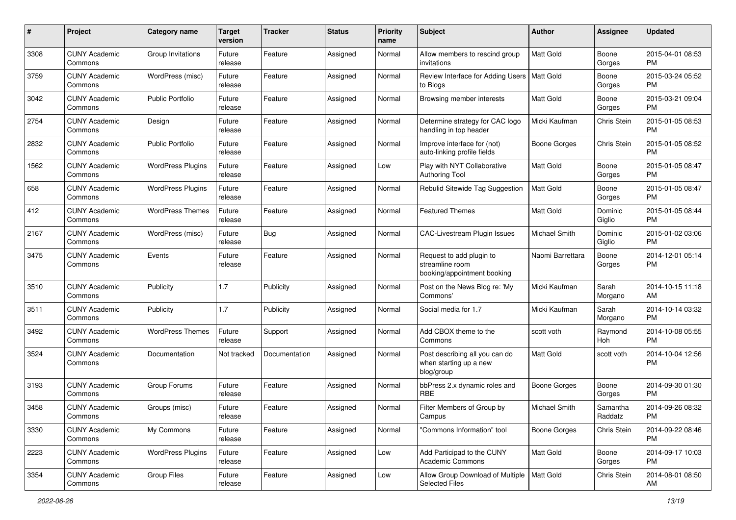| # | Project | Category name | Target version | Tracker | Status | Priority name | Subject | Author | Assignee | Updated |
|---|---|---|---|---|---|---|---|---|---|---|
| 3308 | CUNY Academic Commons | Group Invitations | Future release | Feature | Assigned | Normal | Allow members to rescind group invitations | Matt Gold | Boone Gorges | 2015-04-01 08:53 PM |
| 3759 | CUNY Academic Commons | WordPress (misc) | Future release | Feature | Assigned | Normal | Review Interface for Adding Users to Blogs | Matt Gold | Boone Gorges | 2015-03-24 05:52 PM |
| 3042 | CUNY Academic Commons | Public Portfolio | Future release | Feature | Assigned | Normal | Browsing member interests | Matt Gold | Boone Gorges | 2015-03-21 09:04 PM |
| 2754 | CUNY Academic Commons | Design | Future release | Feature | Assigned | Normal | Determine strategy for CAC logo handling in top header | Micki Kaufman | Chris Stein | 2015-01-05 08:53 PM |
| 2832 | CUNY Academic Commons | Public Portfolio | Future release | Feature | Assigned | Normal | Improve interface for (not) auto-linking profile fields | Boone Gorges | Chris Stein | 2015-01-05 08:52 PM |
| 1562 | CUNY Academic Commons | WordPress Plugins | Future release | Feature | Assigned | Low | Play with NYT Collaborative Authoring Tool | Matt Gold | Boone Gorges | 2015-01-05 08:47 PM |
| 658 | CUNY Academic Commons | WordPress Plugins | Future release | Feature | Assigned | Normal | Rebulid Sitewide Tag Suggestion | Matt Gold | Boone Gorges | 2015-01-05 08:47 PM |
| 412 | CUNY Academic Commons | WordPress Themes | Future release | Feature | Assigned | Normal | Featured Themes | Matt Gold | Dominic Giglio | 2015-01-05 08:44 PM |
| 2167 | CUNY Academic Commons | WordPress (misc) | Future release | Bug | Assigned | Normal | CAC-Livestream Plugin Issues | Michael Smith | Dominic Giglio | 2015-01-02 03:06 PM |
| 3475 | CUNY Academic Commons | Events | Future release | Feature | Assigned | Normal | Request to add plugin to streamline room booking/appointment booking | Naomi Barrettara | Boone Gorges | 2014-12-01 05:14 PM |
| 3510 | CUNY Academic Commons | Publicity | 1.7 | Publicity | Assigned | Normal | Post on the News Blog re: 'My Commons' | Micki Kaufman | Sarah Morgano | 2014-10-15 11:18 AM |
| 3511 | CUNY Academic Commons | Publicity | 1.7 | Publicity | Assigned | Normal | Social media for 1.7 | Micki Kaufman | Sarah Morgano | 2014-10-14 03:32 PM |
| 3492 | CUNY Academic Commons | WordPress Themes | Future release | Support | Assigned | Normal | Add CBOX theme to the Commons | scott voth | Raymond Hoh | 2014-10-08 05:55 PM |
| 3524 | CUNY Academic Commons | Documentation | Not tracked | Documentation | Assigned | Normal | Post describing all you can do when starting up a new blog/group | Matt Gold | scott voth | 2014-10-04 12:56 PM |
| 3193 | CUNY Academic Commons | Group Forums | Future release | Feature | Assigned | Normal | bbPress 2.x dynamic roles and RBE | Boone Gorges | Boone Gorges | 2014-09-30 01:30 PM |
| 3458 | CUNY Academic Commons | Groups (misc) | Future release | Feature | Assigned | Normal | Filter Members of Group by Campus | Michael Smith | Samantha Raddatz | 2014-09-26 08:32 PM |
| 3330 | CUNY Academic Commons | My Commons | Future release | Feature | Assigned | Normal | "Commons Information" tool | Boone Gorges | Chris Stein | 2014-09-22 08:46 PM |
| 2223 | CUNY Academic Commons | WordPress Plugins | Future release | Feature | Assigned | Low | Add Participad to the CUNY Academic Commons | Matt Gold | Boone Gorges | 2014-09-17 10:03 PM |
| 3354 | CUNY Academic Commons | Group Files | Future release | Feature | Assigned | Low | Allow Group Download of Multiple Selected Files | Matt Gold | Chris Stein | 2014-08-01 08:50 AM |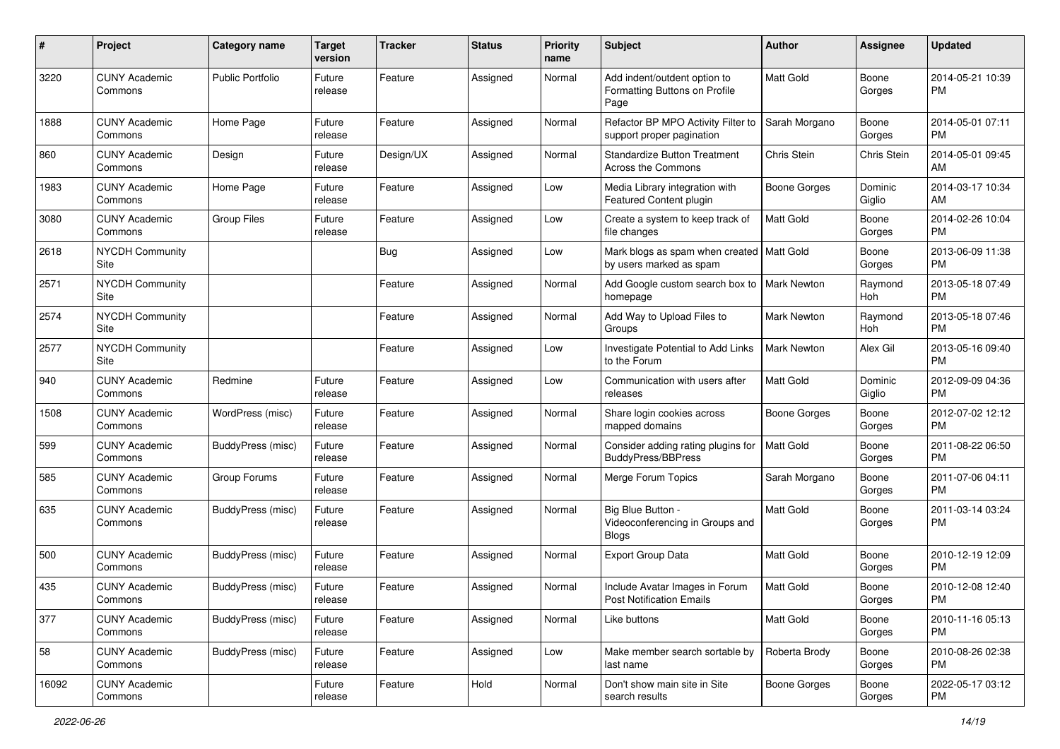| # | Project | Category name | Target version | Tracker | Status | Priority name | Subject | Author | Assignee | Updated |
|---|---|---|---|---|---|---|---|---|---|---|
| 3220 | CUNY Academic Commons | Public Portfolio | Future release | Feature | Assigned | Normal | Add indent/outdent option to Formatting Buttons on Profile Page | Matt Gold | Boone Gorges | 2014-05-21 10:39 PM |
| 1888 | CUNY Academic Commons | Home Page | Future release | Feature | Assigned | Normal | Refactor BP MPO Activity Filter to support proper pagination | Sarah Morgano | Boone Gorges | 2014-05-01 07:11 PM |
| 860 | CUNY Academic Commons | Design | Future release | Design/UX | Assigned | Normal | Standardize Button Treatment Across the Commons | Chris Stein | Chris Stein | 2014-05-01 09:45 AM |
| 1983 | CUNY Academic Commons | Home Page | Future release | Feature | Assigned | Low | Media Library integration with Featured Content plugin | Boone Gorges | Dominic Giglio | 2014-03-17 10:34 AM |
| 3080 | CUNY Academic Commons | Group Files | Future release | Feature | Assigned | Low | Create a system to keep track of file changes | Matt Gold | Boone Gorges | 2014-02-26 10:04 PM |
| 2618 | NYCDH Community Site | | | Bug | Assigned | Low | Mark blogs as spam when created by users marked as spam | Matt Gold | Boone Gorges | 2013-06-09 11:38 PM |
| 2571 | NYCDH Community Site | | | Feature | Assigned | Normal | Add Google custom search box to homepage | Mark Newton | Raymond Hoh | 2013-05-18 07:49 PM |
| 2574 | NYCDH Community Site | | | Feature | Assigned | Normal | Add Way to Upload Files to Groups | Mark Newton | Raymond Hoh | 2013-05-18 07:46 PM |
| 2577 | NYCDH Community Site | | | Feature | Assigned | Low | Investigate Potential to Add Links to the Forum | Mark Newton | Alex Gil | 2013-05-16 09:40 PM |
| 940 | CUNY Academic Commons | Redmine | Future release | Feature | Assigned | Low | Communication with users after releases | Matt Gold | Dominic Giglio | 2012-09-09 04:36 PM |
| 1508 | CUNY Academic Commons | WordPress (misc) | Future release | Feature | Assigned | Normal | Share login cookies across mapped domains | Boone Gorges | Boone Gorges | 2012-07-02 12:12 PM |
| 599 | CUNY Academic Commons | BuddyPress (misc) | Future release | Feature | Assigned | Normal | Consider adding rating plugins for BuddyPress/BBPress | Matt Gold | Boone Gorges | 2011-08-22 06:50 PM |
| 585 | CUNY Academic Commons | Group Forums | Future release | Feature | Assigned | Normal | Merge Forum Topics | Sarah Morgano | Boone Gorges | 2011-07-06 04:11 PM |
| 635 | CUNY Academic Commons | BuddyPress (misc) | Future release | Feature | Assigned | Normal | Big Blue Button - Videoconferencing in Groups and Blogs | Matt Gold | Boone Gorges | 2011-03-14 03:24 PM |
| 500 | CUNY Academic Commons | BuddyPress (misc) | Future release | Feature | Assigned | Normal | Export Group Data | Matt Gold | Boone Gorges | 2010-12-19 12:09 PM |
| 435 | CUNY Academic Commons | BuddyPress (misc) | Future release | Feature | Assigned | Normal | Include Avatar Images in Forum Post Notification Emails | Matt Gold | Boone Gorges | 2010-12-08 12:40 PM |
| 377 | CUNY Academic Commons | BuddyPress (misc) | Future release | Feature | Assigned | Normal | Like buttons | Matt Gold | Boone Gorges | 2010-11-16 05:13 PM |
| 58 | CUNY Academic Commons | BuddyPress (misc) | Future release | Feature | Assigned | Low | Make member search sortable by last name | Roberta Brody | Boone Gorges | 2010-08-26 02:38 PM |
| 16092 | CUNY Academic Commons | | Future release | Feature | Hold | Normal | Don't show main site in Site search results | Boone Gorges | Boone Gorges | 2022-05-17 03:12 PM |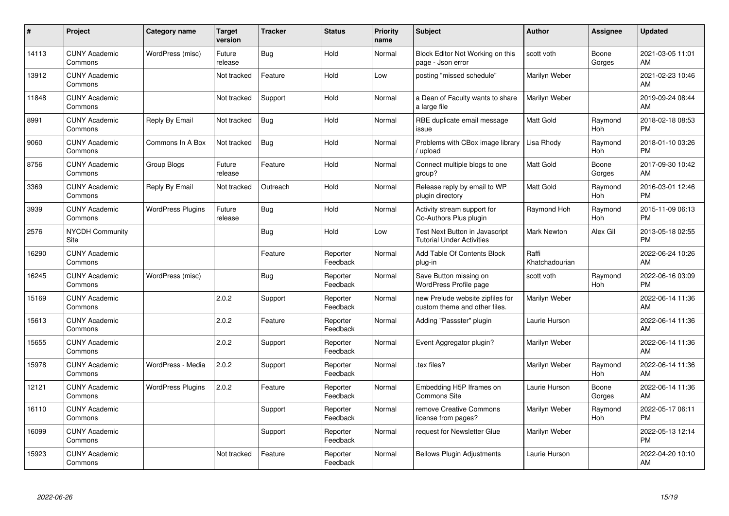| # | Project | Category name | Target version | Tracker | Status | Priority name | Subject | Author | Assignee | Updated |
|---|---|---|---|---|---|---|---|---|---|---|
| 14113 | CUNY Academic Commons | WordPress (misc) | Future release | Bug | Hold | Normal | Block Editor Not Working on this page - Json error | scott voth | Boone Gorges | 2021-03-05 11:01 AM |
| 13912 | CUNY Academic Commons | | Not tracked | Feature | Hold | Low | posting "missed schedule" | Marilyn Weber | | 2021-02-23 10:46 AM |
| 11848 | CUNY Academic Commons | | Not tracked | Support | Hold | Normal | a Dean of Faculty wants to share a large file | Marilyn Weber | | 2019-09-24 08:44 AM |
| 8991 | CUNY Academic Commons | Reply By Email | Not tracked | Bug | Hold | Normal | RBE duplicate email message issue | Matt Gold | Raymond Hoh | 2018-02-18 08:53 PM |
| 9060 | CUNY Academic Commons | Commons In A Box | Not tracked | Bug | Hold | Normal | Problems with CBox image library / upload | Lisa Rhody | Raymond Hoh | 2018-01-10 03:26 PM |
| 8756 | CUNY Academic Commons | Group Blogs | Future release | Feature | Hold | Normal | Connect multiple blogs to one group? | Matt Gold | Boone Gorges | 2017-09-30 10:42 AM |
| 3369 | CUNY Academic Commons | Reply By Email | Not tracked | Outreach | Hold | Normal | Release reply by email to WP plugin directory | Matt Gold | Raymond Hoh | 2016-03-01 12:46 PM |
| 3939 | CUNY Academic Commons | WordPress Plugins | Future release | Bug | Hold | Normal | Activity stream support for Co-Authors Plus plugin | Raymond Hoh | Raymond Hoh | 2015-11-09 06:13 PM |
| 2576 | NYCDH Community Site | | | Bug | Hold | Low | Test Next Button in Javascript Tutorial Under Activities | Mark Newton | Alex Gil | 2013-05-18 02:55 PM |
| 16290 | CUNY Academic Commons | | | Feature | Reporter Feedback | Normal | Add Table Of Contents Block plug-in | Raffi Khatchadourian | | 2022-06-24 10:26 AM |
| 16245 | CUNY Academic Commons | WordPress (misc) | | Bug | Reporter Feedback | Normal | Save Button missing on WordPress Profile page | scott voth | Raymond Hoh | 2022-06-16 03:09 PM |
| 15169 | CUNY Academic Commons | | 2.0.2 | Support | Reporter Feedback | Normal | new Prelude website zipfiles for custom theme and other files. | Marilyn Weber | | 2022-06-14 11:36 AM |
| 15613 | CUNY Academic Commons | | 2.0.2 | Feature | Reporter Feedback | Normal | Adding "Passster" plugin | Laurie Hurson | | 2022-06-14 11:36 AM |
| 15655 | CUNY Academic Commons | | 2.0.2 | Support | Reporter Feedback | Normal | Event Aggregator plugin? | Marilyn Weber | | 2022-06-14 11:36 AM |
| 15978 | CUNY Academic Commons | WordPress - Media | 2.0.2 | Support | Reporter Feedback | Normal | .tex files? | Marilyn Weber | Raymond Hoh | 2022-06-14 11:36 AM |
| 12121 | CUNY Academic Commons | WordPress Plugins | 2.0.2 | Feature | Reporter Feedback | Normal | Embedding H5P Iframes on Commons Site | Laurie Hurson | Boone Gorges | 2022-06-14 11:36 AM |
| 16110 | CUNY Academic Commons | | | Support | Reporter Feedback | Normal | remove Creative Commons license from pages? | Marilyn Weber | Raymond Hoh | 2022-05-17 06:11 PM |
| 16099 | CUNY Academic Commons | | | Support | Reporter Feedback | Normal | request for Newsletter Glue | Marilyn Weber | | 2022-05-13 12:14 PM |
| 15923 | CUNY Academic Commons | | Not tracked | Feature | Reporter Feedback | Normal | Bellows Plugin Adjustments | Laurie Hurson | | 2022-04-20 10:10 AM |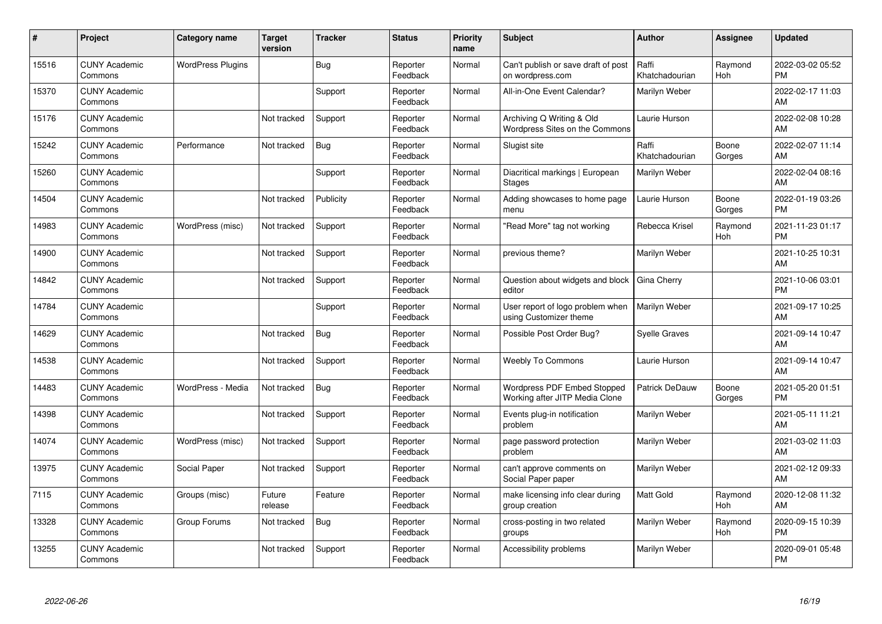| # | Project | Category name | Target version | Tracker | Status | Priority name | Subject | Author | Assignee | Updated |
|---|---|---|---|---|---|---|---|---|---|---|
| 15516 | CUNY Academic Commons | WordPress Plugins | | Bug | Reporter Feedback | Normal | Can't publish or save draft of post on wordpress.com | Raffi Khatchadourian | Raymond Hoh | 2022-03-02 05:52 PM |
| 15370 | CUNY Academic Commons | | | Support | Reporter Feedback | Normal | All-in-One Event Calendar? | Marilyn Weber | | 2022-02-17 11:03 AM |
| 15176 | CUNY Academic Commons | | Not tracked | Support | Reporter Feedback | Normal | Archiving Q Writing & Old Wordpress Sites on the Commons | Laurie Hurson | | 2022-02-08 10:28 AM |
| 15242 | CUNY Academic Commons | Performance | Not tracked | Bug | Reporter Feedback | Normal | Slugist site | Raffi Khatchadourian | Boone Gorges | 2022-02-07 11:14 AM |
| 15260 | CUNY Academic Commons | | | Support | Reporter Feedback | Normal | Diacritical markings \| European Stages | Marilyn Weber | | 2022-02-04 08:16 AM |
| 14504 | CUNY Academic Commons | | Not tracked | Publicity | Reporter Feedback | Normal | Adding showcases to home page menu | Laurie Hurson | Boone Gorges | 2022-01-19 03:26 PM |
| 14983 | CUNY Academic Commons | WordPress (misc) | Not tracked | Support | Reporter Feedback | Normal | "Read More" tag not working | Rebecca Krisel | Raymond Hoh | 2021-11-23 01:17 PM |
| 14900 | CUNY Academic Commons | | Not tracked | Support | Reporter Feedback | Normal | previous theme? | Marilyn Weber | | 2021-10-25 10:31 AM |
| 14842 | CUNY Academic Commons | | Not tracked | Support | Reporter Feedback | Normal | Question about widgets and block editor | Gina Cherry | | 2021-10-06 03:01 PM |
| 14784 | CUNY Academic Commons | | | Support | Reporter Feedback | Normal | User report of logo problem when using Customizer theme | Marilyn Weber | | 2021-09-17 10:25 AM |
| 14629 | CUNY Academic Commons | | Not tracked | Bug | Reporter Feedback | Normal | Possible Post Order Bug? | Syelle Graves | | 2021-09-14 10:47 AM |
| 14538 | CUNY Academic Commons | | Not tracked | Support | Reporter Feedback | Normal | Weebly To Commons | Laurie Hurson | | 2021-09-14 10:47 AM |
| 14483 | CUNY Academic Commons | WordPress - Media | Not tracked | Bug | Reporter Feedback | Normal | Wordpress PDF Embed Stopped Working after JITP Media Clone | Patrick DeDauw | Boone Gorges | 2021-05-20 01:51 PM |
| 14398 | CUNY Academic Commons | | Not tracked | Support | Reporter Feedback | Normal | Events plug-in notification problem | Marilyn Weber | | 2021-05-11 11:21 AM |
| 14074 | CUNY Academic Commons | WordPress (misc) | Not tracked | Support | Reporter Feedback | Normal | page password protection problem | Marilyn Weber | | 2021-03-02 11:03 AM |
| 13975 | CUNY Academic Commons | Social Paper | Not tracked | Support | Reporter Feedback | Normal | can't approve comments on Social Paper paper | Marilyn Weber | | 2021-02-12 09:33 AM |
| 7115 | CUNY Academic Commons | Groups (misc) | Future release | Feature | Reporter Feedback | Normal | make licensing info clear during group creation | Matt Gold | Raymond Hoh | 2020-12-08 11:32 AM |
| 13328 | CUNY Academic Commons | Group Forums | Not tracked | Bug | Reporter Feedback | Normal | cross-posting in two related groups | Marilyn Weber | Raymond Hoh | 2020-09-15 10:39 PM |
| 13255 | CUNY Academic Commons | | Not tracked | Support | Reporter Feedback | Normal | Accessibility problems | Marilyn Weber | | 2020-09-01 05:48 PM |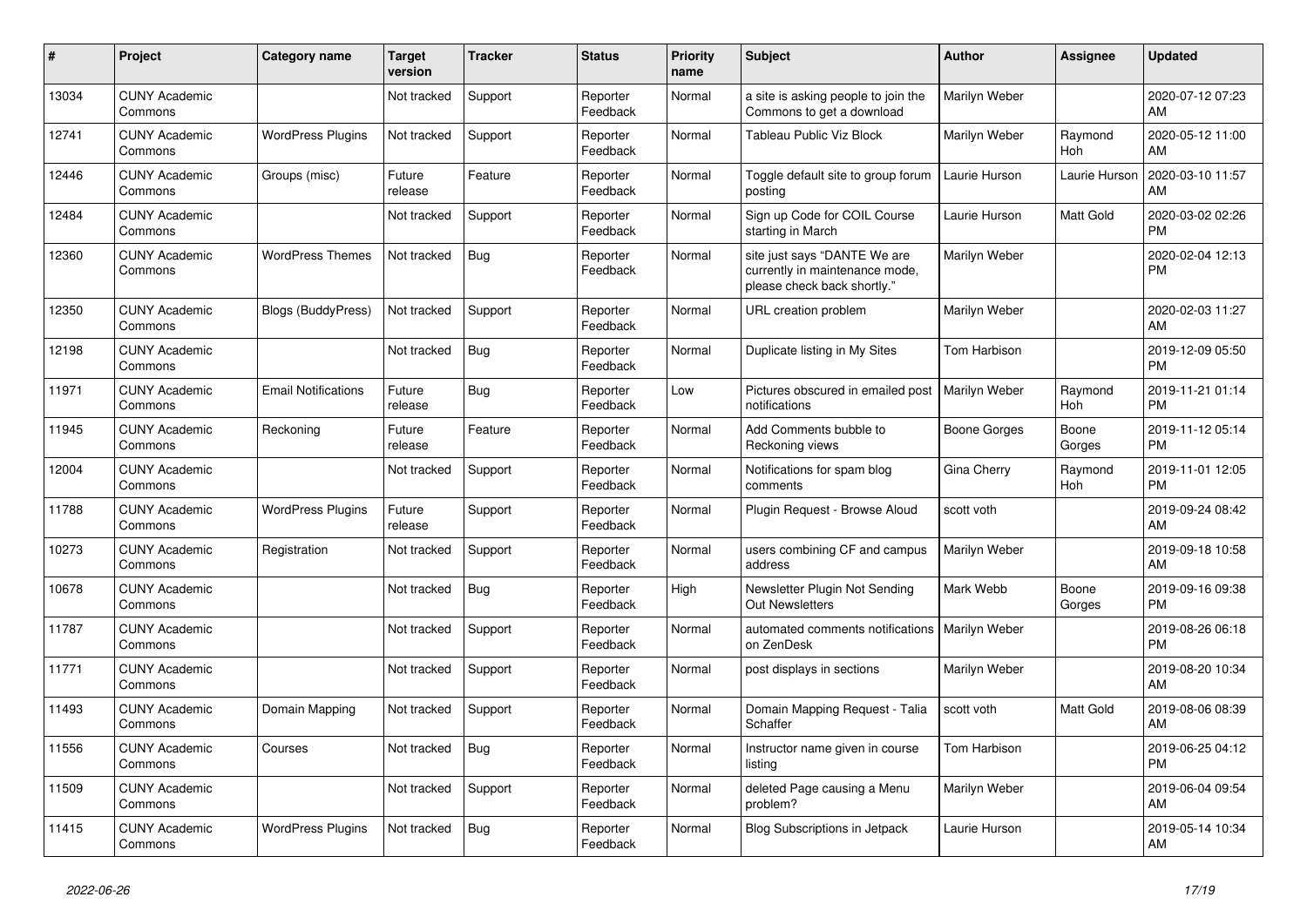| # | Project | Category name | Target version | Tracker | Status | Priority name | Subject | Author | Assignee | Updated |
|---|---|---|---|---|---|---|---|---|---|---|
| 13034 | CUNY Academic Commons | | Not tracked | Support | Reporter Feedback | Normal | a site is asking people to join the Commons to get a download | Marilyn Weber | | 2020-07-12 07:23 AM |
| 12741 | CUNY Academic Commons | WordPress Plugins | Not tracked | Support | Reporter Feedback | Normal | Tableau Public Viz Block | Marilyn Weber | Raymond Hoh | 2020-05-12 11:00 AM |
| 12446 | CUNY Academic Commons | Groups (misc) | Future release | Feature | Reporter Feedback | Normal | Toggle default site to group forum posting | Laurie Hurson | Laurie Hurson | 2020-03-10 11:57 AM |
| 12484 | CUNY Academic Commons | | Not tracked | Support | Reporter Feedback | Normal | Sign up Code for COIL Course starting in March | Laurie Hurson | Matt Gold | 2020-03-02 02:26 PM |
| 12360 | CUNY Academic Commons | WordPress Themes | Not tracked | Bug | Reporter Feedback | Normal | site just says "DANTE We are currently in maintenance mode, please check back shortly." | Marilyn Weber | | 2020-02-04 12:13 PM |
| 12350 | CUNY Academic Commons | Blogs (BuddyPress) | Not tracked | Support | Reporter Feedback | Normal | URL creation problem | Marilyn Weber | | 2020-02-03 11:27 AM |
| 12198 | CUNY Academic Commons | | Not tracked | Bug | Reporter Feedback | Normal | Duplicate listing in My Sites | Tom Harbison | | 2019-12-09 05:50 PM |
| 11971 | CUNY Academic Commons | Email Notifications | Future release | Bug | Reporter Feedback | Low | Pictures obscured in emailed post notifications | Marilyn Weber | Raymond Hoh | 2019-11-21 01:14 PM |
| 11945 | CUNY Academic Commons | Reckoning | Future release | Feature | Reporter Feedback | Normal | Add Comments bubble to Reckoning views | Boone Gorges | Boone Gorges | 2019-11-12 05:14 PM |
| 12004 | CUNY Academic Commons | | Not tracked | Support | Reporter Feedback | Normal | Notifications for spam blog comments | Gina Cherry | Raymond Hoh | 2019-11-01 12:05 PM |
| 11788 | CUNY Academic Commons | WordPress Plugins | Future release | Support | Reporter Feedback | Normal | Plugin Request - Browse Aloud | scott voth | | 2019-09-24 08:42 AM |
| 10273 | CUNY Academic Commons | Registration | Not tracked | Support | Reporter Feedback | Normal | users combining CF and campus address | Marilyn Weber | | 2019-09-18 10:58 AM |
| 10678 | CUNY Academic Commons | | Not tracked | Bug | Reporter Feedback | High | Newsletter Plugin Not Sending Out Newsletters | Mark Webb | Boone Gorges | 2019-09-16 09:38 PM |
| 11787 | CUNY Academic Commons | | Not tracked | Support | Reporter Feedback | Normal | automated comments notifications on ZenDesk | Marilyn Weber | | 2019-08-26 06:18 PM |
| 11771 | CUNY Academic Commons | | Not tracked | Support | Reporter Feedback | Normal | post displays in sections | Marilyn Weber | | 2019-08-20 10:34 AM |
| 11493 | CUNY Academic Commons | Domain Mapping | Not tracked | Support | Reporter Feedback | Normal | Domain Mapping Request - Talia Schaffer | scott voth | Matt Gold | 2019-08-06 08:39 AM |
| 11556 | CUNY Academic Commons | Courses | Not tracked | Bug | Reporter Feedback | Normal | Instructor name given in course listing | Tom Harbison | | 2019-06-25 04:12 PM |
| 11509 | CUNY Academic Commons | | Not tracked | Support | Reporter Feedback | Normal | deleted Page causing a Menu problem? | Marilyn Weber | | 2019-06-04 09:54 AM |
| 11415 | CUNY Academic Commons | WordPress Plugins | Not tracked | Bug | Reporter Feedback | Normal | Blog Subscriptions in Jetpack | Laurie Hurson | | 2019-05-14 10:34 AM |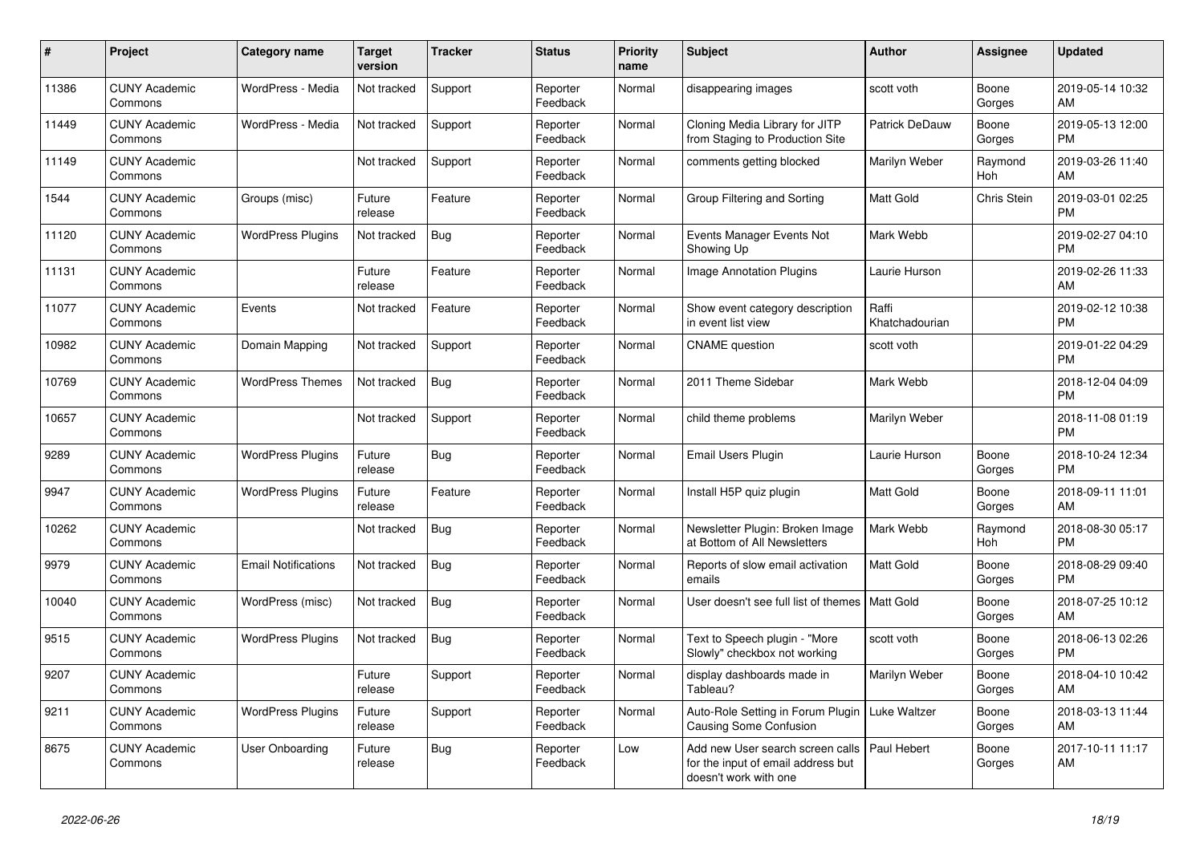| # | Project | Category name | Target version | Tracker | Status | Priority name | Subject | Author | Assignee | Updated |
|---|---|---|---|---|---|---|---|---|---|---|
| 11386 | CUNY Academic Commons | WordPress - Media | Not tracked | Support | Reporter Feedback | Normal | disappearing images | scott voth | Boone Gorges | 2019-05-14 10:32 AM |
| 11449 | CUNY Academic Commons | WordPress - Media | Not tracked | Support | Reporter Feedback | Normal | Cloning Media Library for JITP from Staging to Production Site | Patrick DeDauw | Boone Gorges | 2019-05-13 12:00 PM |
| 11149 | CUNY Academic Commons | | Not tracked | Support | Reporter Feedback | Normal | comments getting blocked | Marilyn Weber | Raymond Hoh | 2019-03-26 11:40 AM |
| 1544 | CUNY Academic Commons | Groups (misc) | Future release | Feature | Reporter Feedback | Normal | Group Filtering and Sorting | Matt Gold | Chris Stein | 2019-03-01 02:25 PM |
| 11120 | CUNY Academic Commons | WordPress Plugins | Not tracked | Bug | Reporter Feedback | Normal | Events Manager Events Not Showing Up | Mark Webb | | 2019-02-27 04:10 PM |
| 11131 | CUNY Academic Commons | | Future release | Feature | Reporter Feedback | Normal | Image Annotation Plugins | Laurie Hurson | | 2019-02-26 11:33 AM |
| 11077 | CUNY Academic Commons | Events | Not tracked | Feature | Reporter Feedback | Normal | Show event category description in event list view | Raffi Khatchadourian | | 2019-02-12 10:38 PM |
| 10982 | CUNY Academic Commons | Domain Mapping | Not tracked | Support | Reporter Feedback | Normal | CNAME question | scott voth | | 2019-01-22 04:29 PM |
| 10769 | CUNY Academic Commons | WordPress Themes | Not tracked | Bug | Reporter Feedback | Normal | 2011 Theme Sidebar | Mark Webb | | 2018-12-04 04:09 PM |
| 10657 | CUNY Academic Commons | | Not tracked | Support | Reporter Feedback | Normal | child theme problems | Marilyn Weber | | 2018-11-08 01:19 PM |
| 9289 | CUNY Academic Commons | WordPress Plugins | Future release | Bug | Reporter Feedback | Normal | Email Users Plugin | Laurie Hurson | Boone Gorges | 2018-10-24 12:34 PM |
| 9947 | CUNY Academic Commons | WordPress Plugins | Future release | Feature | Reporter Feedback | Normal | Install H5P quiz plugin | Matt Gold | Boone Gorges | 2018-09-11 11:01 AM |
| 10262 | CUNY Academic Commons | | Not tracked | Bug | Reporter Feedback | Normal | Newsletter Plugin: Broken Image at Bottom of All Newsletters | Mark Webb | Raymond Hoh | 2018-08-30 05:17 PM |
| 9979 | CUNY Academic Commons | Email Notifications | Not tracked | Bug | Reporter Feedback | Normal | Reports of slow email activation emails | Matt Gold | Boone Gorges | 2018-08-29 09:40 PM |
| 10040 | CUNY Academic Commons | WordPress (misc) | Not tracked | Bug | Reporter Feedback | Normal | User doesn't see full list of themes | Matt Gold | Boone Gorges | 2018-07-25 10:12 AM |
| 9515 | CUNY Academic Commons | WordPress Plugins | Not tracked | Bug | Reporter Feedback | Normal | Text to Speech plugin - "More Slowly" checkbox not working | scott voth | Boone Gorges | 2018-06-13 02:26 PM |
| 9207 | CUNY Academic Commons | | Future release | Support | Reporter Feedback | Normal | display dashboards made in Tableau? | Marilyn Weber | Boone Gorges | 2018-04-10 10:42 AM |
| 9211 | CUNY Academic Commons | WordPress Plugins | Future release | Support | Reporter Feedback | Normal | Auto-Role Setting in Forum Plugin Causing Some Confusion | Luke Waltzer | Boone Gorges | 2018-03-13 11:44 AM |
| 8675 | CUNY Academic Commons | User Onboarding | Future release | Bug | Reporter Feedback | Low | Add new User search screen calls for the input of email address but doesn't work with one | Paul Hebert | Boone Gorges | 2017-10-11 11:17 AM |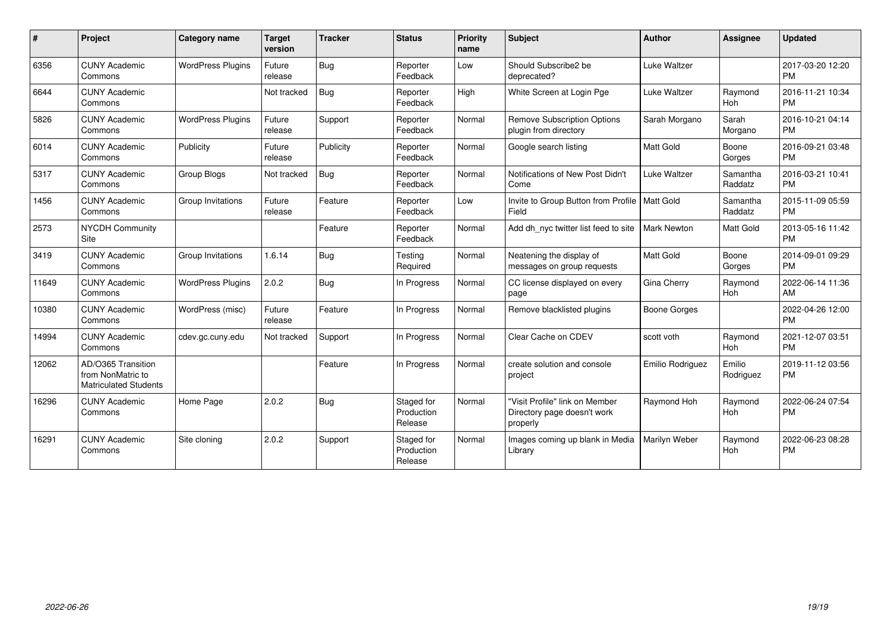| # | Project | Category name | Target version | Tracker | Status | Priority name | Subject | Author | Assignee | Updated |
|---|---|---|---|---|---|---|---|---|---|---|
| 6356 | CUNY Academic Commons | WordPress Plugins | Future release | Bug | Reporter Feedback | Low | Should Subscribe2 be deprecated? | Luke Waltzer | | 2017-03-20 12:20 PM |
| 6644 | CUNY Academic Commons | | Not tracked | Bug | Reporter Feedback | High | White Screen at Login Pge | Luke Waltzer | Raymond Hoh | 2016-11-21 10:34 PM |
| 5826 | CUNY Academic Commons | WordPress Plugins | Future release | Support | Reporter Feedback | Normal | Remove Subscription Options plugin from directory | Sarah Morgano | Sarah Morgano | 2016-10-21 04:14 PM |
| 6014 | CUNY Academic Commons | Publicity | Future release | Publicity | Reporter Feedback | Normal | Google search listing | Matt Gold | Boone Gorges | 2016-09-21 03:48 PM |
| 5317 | CUNY Academic Commons | Group Blogs | Not tracked | Bug | Reporter Feedback | Normal | Notifications of New Post Didn't Come | Luke Waltzer | Samantha Raddatz | 2016-03-21 10:41 PM |
| 1456 | CUNY Academic Commons | Group Invitations | Future release | Feature | Reporter Feedback | Low | Invite to Group Button from Profile Field | Matt Gold | Samantha Raddatz | 2015-11-09 05:59 PM |
| 2573 | NYCDH Community Site | | | Feature | Reporter Feedback | Normal | Add dh_nyc twitter list feed to site | Mark Newton | Matt Gold | 2013-05-16 11:42 PM |
| 3419 | CUNY Academic Commons | Group Invitations | 1.6.14 | Bug | Testing Required | Normal | Neatening the display of messages on group requests | Matt Gold | Boone Gorges | 2014-09-01 09:29 PM |
| 11649 | CUNY Academic Commons | WordPress Plugins | 2.0.2 | Bug | In Progress | Normal | CC license displayed on every page | Gina Cherry | Raymond Hoh | 2022-06-14 11:36 AM |
| 10380 | CUNY Academic Commons | WordPress (misc) | Future release | Feature | In Progress | Normal | Remove blacklisted plugins | Boone Gorges | | 2022-04-26 12:00 PM |
| 14994 | CUNY Academic Commons | cdev.gc.cuny.edu | Not tracked | Support | In Progress | Normal | Clear Cache on CDEV | scott voth | Raymond Hoh | 2021-12-07 03:51 PM |
| 12062 | AD/O365 Transition from NonMatric to Matriculated Students | | | Feature | In Progress | Normal | create solution and console project | Emilio Rodriguez | Emilio Rodriguez | 2019-11-12 03:56 PM |
| 16296 | CUNY Academic Commons | Home Page | 2.0.2 | Bug | Staged for Production Release | Normal | "Visit Profile" link on Member Directory page doesn't work properly | Raymond Hoh | Raymond Hoh | 2022-06-24 07:54 PM |
| 16291 | CUNY Academic Commons | Site cloning | 2.0.2 | Support | Staged for Production Release | Normal | Images coming up blank in Media Library | Marilyn Weber | Raymond Hoh | 2022-06-23 08:28 PM |